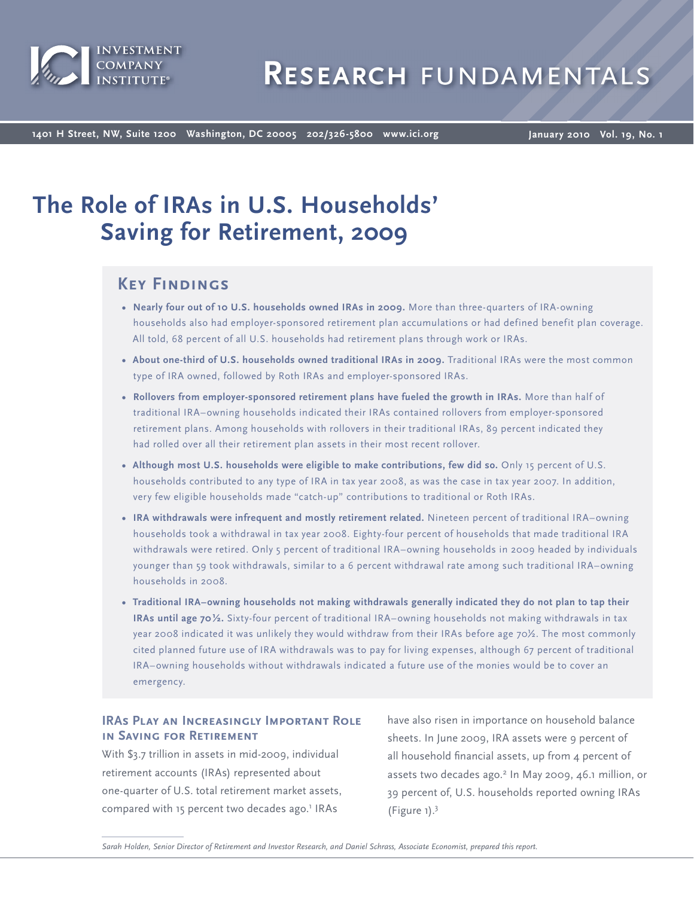# The Role of IRAs in U.S. Households' Saving for Retirement, 2009

## Key Findings

- **Nearly four out of 10 U.S. households owned IRAs in 2009.** More than three-quarters of IRA-owning households also had employer-sponsored retirement plan accumulations or had defined benefit plan coverage. All told, 68 percent of all U.S. households had retirement plans through work or IRAs.
- **About one-third of U.S. households owned traditional IRAs in 2009.** Traditional IRAs were the most common type of IRA owned, followed by Roth IRAs and employer-sponsored IRAs.
- **Rollovers from employer-sponsored retirement plans have fueled the growth in IRAs.** More than half of traditional IRA–owning households indicated their IRAs contained rollovers from employer-sponsored retirement plans. Among households with rollovers in their traditional IRAs, 89 percent indicated they had rolled over all their retirement plan assets in their most recent rollover.
- **Although most U.S. households were eligible to make contributions, few did so.** Only 15 percent of U.S. households contributed to any type of IRA in tax year 2008, as was the case in tax year 2007. In addition, very few eligible households made "catch-up" contributions to traditional or Roth IRAs.
- **IRA withdrawals were infrequent and mostly retirement related.** Nineteen percent of traditional IRA–owning households took a withdrawal in tax year 2008. Eighty-four percent of households that made traditional IRA withdrawals were retired. Only 5 percent of traditional IRA–owning households in 2009 headed by individuals younger than 59 took withdrawals, similar to a 6 percent withdrawal rate among such traditional IRA–owning households in 2008.
- **Traditional IRA–owning households not making withdrawals generally indicated they do not plan to tap their IRAs until age 70½.** Sixty-four percent of traditional IRA–owning households not making withdrawals in tax year 2008 indicated it was unlikely they would withdraw from their IRAs before age 70½. The most commonly cited planned future use of IRA withdrawals was to pay for living expenses, although 67 percent of traditional IRA–owning households without withdrawals indicated a future use of the monies would be to cover an emergency.

## IRAs Play an Increasingly Important Role in Saving for Retirement

With $3.7 trillion in assets in mid-2009, individual retirement accounts (IRAs) represented about one-quarter of U.S. total retirement market assets, compared with 15 percent two decades ago.[1] IRAs have also risen in importance on household balance sheets. In June 2009, IRA assets were 9 percent of all household financial assets, up from 4 percent of assets two decades ago.[2] In May 2009, 46.1 million, or 39 percent of, U.S. households reported owning IRAs (Figure 1).[3]

*Sarah Holden, Senior Director of Retirement and Investor Research, and Daniel Schrass, Associate Economist, prepared this report.*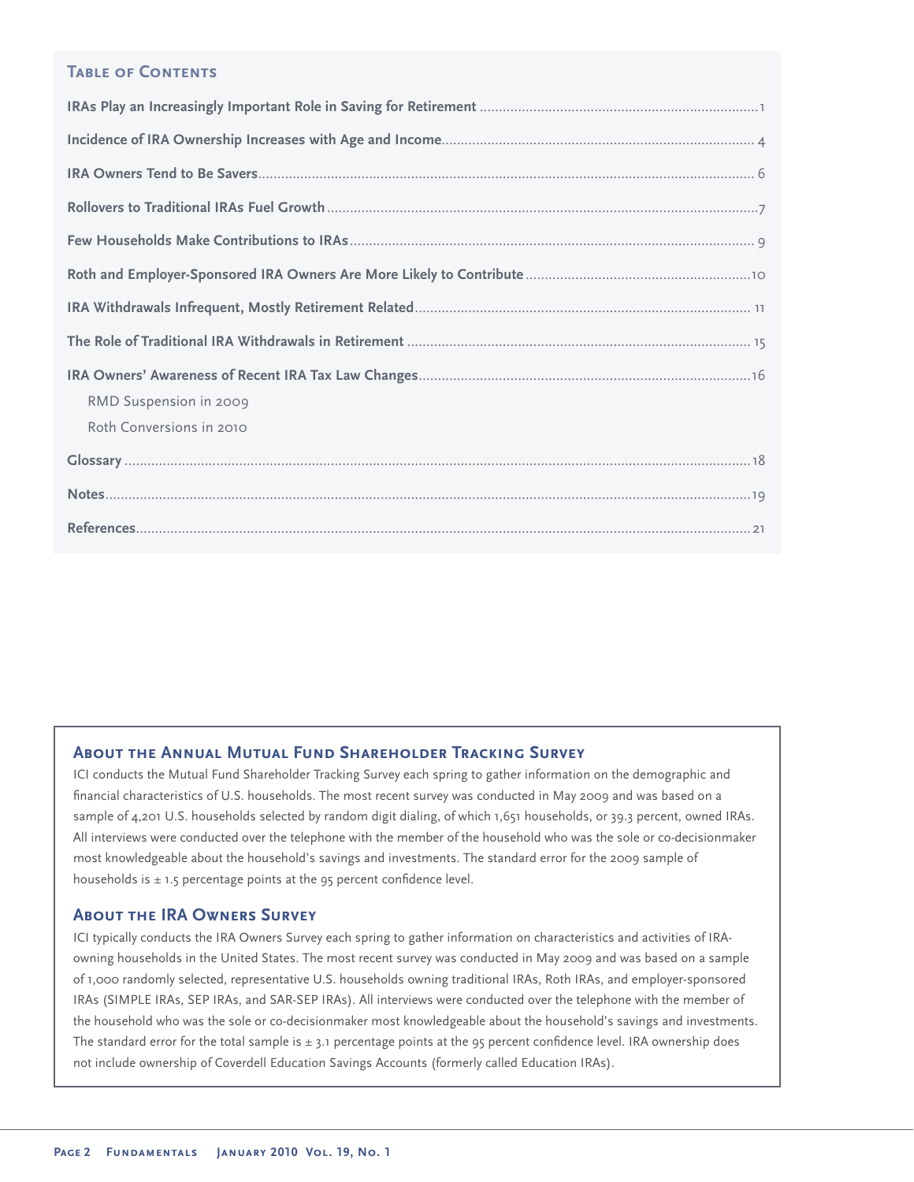## Table of Contents

| | |
|---|---|
| **IRAs Play an Increasingly Important Role in Saving for Retirement** | 1 |
| **Incidence of IRA Ownership Increases with Age and Income** | 4 |
| **IRA Owners Tend to Be Savers** | 6 |
| **Rollovers to Traditional IRAs Fuel Growth** | 7 |
| **Few Households Make Contributions to IRAs** | 9 |
| **Roth and Employer-Sponsored IRA Owners Are More Likely to Contribute** | 10 |
| **IRA Withdrawals Infrequent, Mostly Retirement Related** | 11 |
| **The Role of Traditional IRA Withdrawals in Retirement** | 15 |
| **IRA Owners' Awareness of Recent IRA Tax Law Changes** | 16 |
| RMD Suspension in 2009 | |
| Roth Conversions in 2010 | |
| **Glossary** | 18 |
| **Notes** | 19 |
| **References** | 21 |

### About the Annual Mutual Fund Shareholder Tracking Survey

ICI conducts the Mutual Fund Shareholder Tracking Survey each spring to gather information on the demographic and financial characteristics of U.S. households. The most recent survey was conducted in May 2009 and was based on a sample of 4,201 U.S. households selected by random digit dialing, of which 1,651 households, or 39.3 percent, owned IRAs. All interviews were conducted over the telephone with the member of the household who was the sole or co-decisionmaker most knowledgeable about the household's savings and investments. The standard error for the 2009 sample of households is ± 1.5 percentage points at the 95 percent confidence level.

### About the IRA Owners Survey

ICI typically conducts the IRA Owners Survey each spring to gather information on characteristics and activities of IRA-owning households in the United States. The most recent survey was conducted in May 2009 and was based on a sample of 1,000 randomly selected, representative U.S. households owning traditional IRAs, Roth IRAs, and employer-sponsored IRAs (SIMPLE IRAs, SEP IRAs, and SAR-SEP IRAs). All interviews were conducted over the telephone with the member of the household who was the sole or co-decisionmaker most knowledgeable about the household's savings and investments. The standard error for the total sample is ± 3.1 percentage points at the 95 percent confidence level. IRA ownership does not include ownership of Coverdell Education Savings Accounts (formerly called Education IRAs).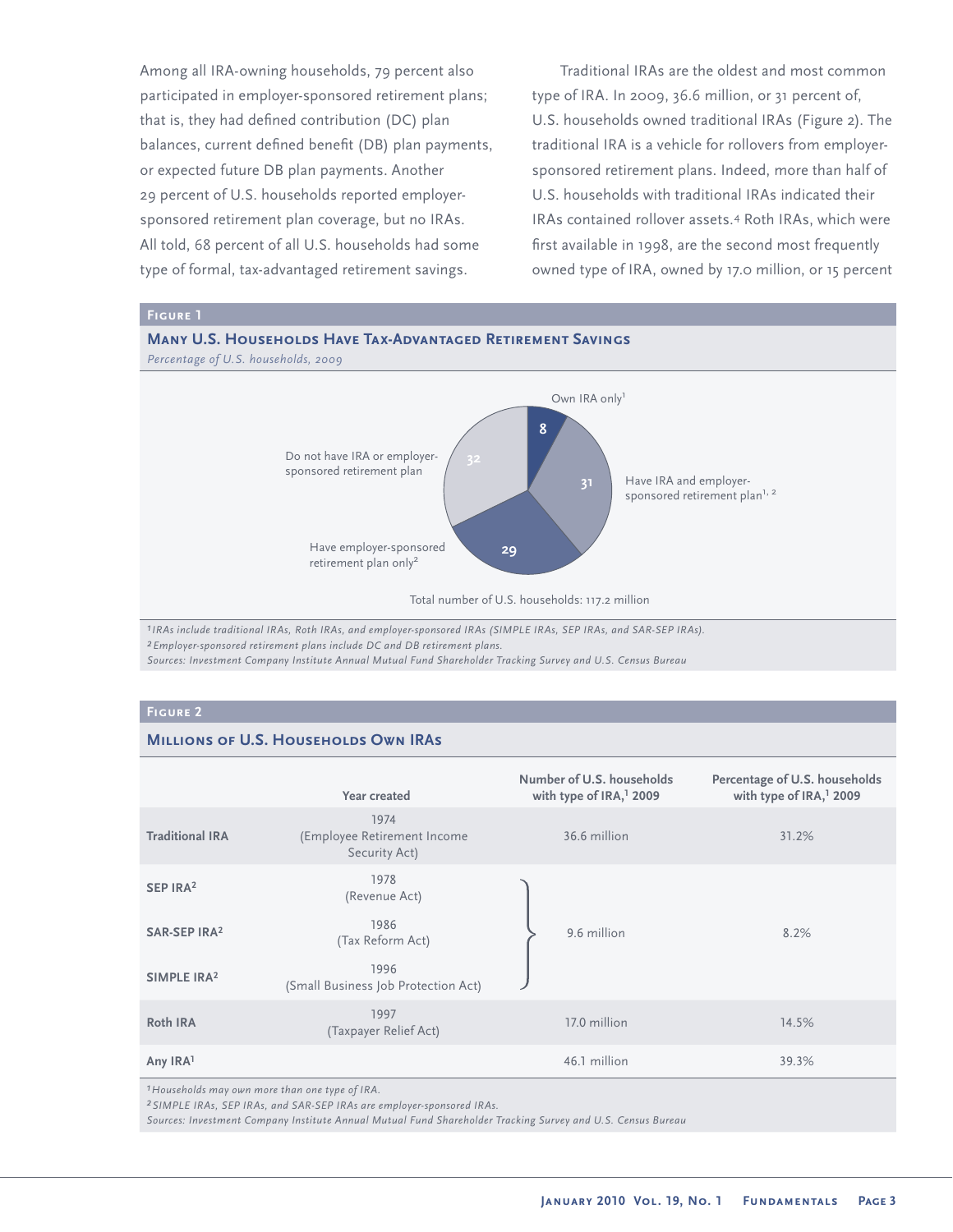Among all IRA-owning households, 79 percent also participated in employer-sponsored retirement plans; that is, they had defined contribution (DC) plan balances, current defined benefit (DB) plan payments, or expected future DB plan payments. Another 29 percent of U.S. households reported employer-sponsored retirement plan coverage, but no IRAs. All told, 68 percent of all U.S. households had some type of formal, tax-advantaged retirement savings.

Traditional IRAs are the oldest and most common type of IRA. In 2009, 36.6 million, or 31 percent of, U.S. households owned traditional IRAs (Figure 2). The traditional IRA is a vehicle for rollovers from employer-sponsored retirement plans. Indeed, more than half of U.S. households with traditional IRAs indicated their IRAs contained rollover assets.[4] Roth IRAs, which were first available in 1998, are the second most frequently owned type of IRA, owned by 17.0 million, or 15 percent

**Figure 1**

**Many U.S. Households Have Tax-Advantaged Retirement Savings**

*Percentage of U.S. households, 2009*

| Category | Percent |
|---|---|
| Own IRA only[1] | 8 |
| Have IRA and employer-sponsored retirement plan[1, 2] | 31 |
| Have employer-sponsored retirement plan only[2] | 29 |
| Do not have IRA or employer-sponsored retirement plan | 32 |

Total number of U.S. households: 117.2 million

*[1] IRAs include traditional IRAs, Roth IRAs, and employer-sponsored IRAs (SIMPLE IRAs, SEP IRAs, and SAR-SEP IRAs).*
*[2] Employer-sponsored retirement plans include DC and DB retirement plans.*
*Sources: Investment Company Institute Annual Mutual Fund Shareholder Tracking Survey and U.S. Census Bureau*

**Figure 2**

**Millions of U.S. Households Own IRAs**

| | Year created | Number of U.S. households with type of IRA,[1] 2009 | Percentage of U.S. households with type of IRA,[1] 2009 |
|---|---|---|---|
| **Traditional IRA** | 1974 (Employee Retirement Income Security Act) | 36.6 million | 31.2% |
| **SEP IRA[2]** | 1978 (Revenue Act) | 9.6 million (SEP, SAR-SEP, and SIMPLE IRAs combined) | 8.2% (SEP, SAR-SEP, and SIMPLE IRAs combined) |
| **SAR-SEP IRA[2]** | 1986 (Tax Reform Act) | | |
| **SIMPLE IRA[2]** | 1996 (Small Business Job Protection Act) | | |
| **Roth IRA** | 1997 (Taxpayer Relief Act) | 17.0 million | 14.5% |
| **Any IRA[1]** | | 46.1 million | 39.3% |

*[1] Households may own more than one type of IRA.*
*[2] SIMPLE IRAs, SEP IRAs, and SAR-SEP IRAs are employer-sponsored IRAs.*
*Sources: Investment Company Institute Annual Mutual Fund Shareholder Tracking Survey and U.S. Census Bureau*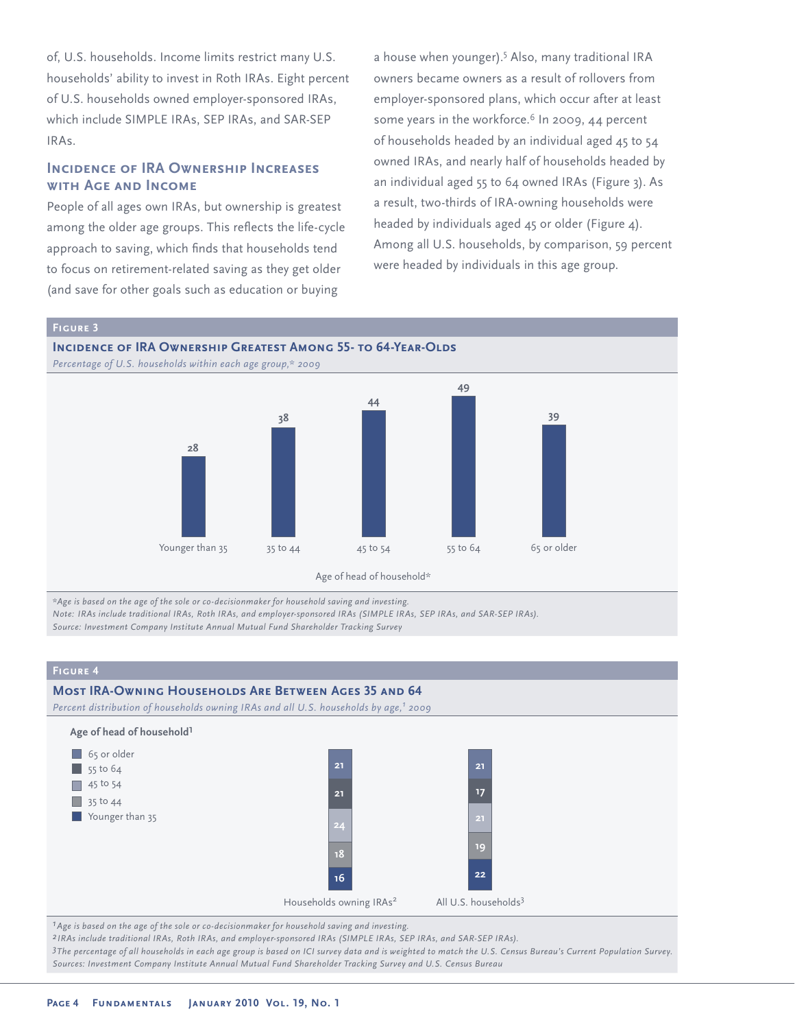of, U.S. households. Income limits restrict many U.S. households' ability to invest in Roth IRAs. Eight percent of U.S. households owned employer-sponsored IRAs, which include SIMPLE IRAs, SEP IRAs, and SAR-SEP IRAs.

## Incidence of IRA Ownership Increases with Age and Income

People of all ages own IRAs, but ownership is greatest among the older age groups. This reflects the life-cycle approach to saving, which finds that households tend to focus on retirement-related saving as they get older (and save for other goals such as education or buying a house when younger).[5] Also, many traditional IRA owners became owners as a result of rollovers from employer-sponsored plans, which occur after at least some years in the workforce.[6] In 2009, 44 percent of households headed by an individual aged 45 to 54 owned IRAs, and nearly half of households headed by an individual aged 55 to 64 owned IRAs (Figure 3). As a result, two-thirds of IRA-owning households were headed by individuals aged 45 or older (Figure 4). Among all U.S. households, by comparison, 59 percent were headed by individuals in this age group.

**Figure 3**

**Incidence of IRA Ownership Greatest Among 55- to 64-Year-Olds**

*Percentage of U.S. households within each age group,* 2009*

| Age of head of household* | Percent |
|---|---|
| Younger than 35 | 28 |
| 35 to 44 | 38 |
| 45 to 54 | 44 |
| 55 to 64 | 49 |
| 65 or older | 39 |

*\*Age is based on the age of the sole or co-decisionmaker for household saving and investing.*
*Note: IRAs include traditional IRAs, Roth IRAs, and employer-sponsored IRAs (SIMPLE IRAs, SEP IRAs, and SAR-SEP IRAs).*
*Source: Investment Company Institute Annual Mutual Fund Shareholder Tracking Survey*

**Figure 4**

**Most IRA-Owning Households Are Between Ages 35 and 64**

*Percent distribution of households owning IRAs and all U.S. households by age,[1] 2009*

| Age of head of household[1] | Households owning IRAs[2] | All U.S. households[3] |
|---|---|---|
| 65 or older | 21 | 21 |
| 55 to 64 | 21 | 17 |
| 45 to 54 | 24 | 21 |
| 35 to 44 | 18 | 19 |
| Younger than 35 | 16 | 22 |

*[1]Age is based on the age of the sole or co-decisionmaker for household saving and investing.*
*[2]IRAs include traditional IRAs, Roth IRAs, and employer-sponsored IRAs (SIMPLE IRAs, SEP IRAs, and SAR-SEP IRAs).*
*[3]The percentage of all households in each age group is based on ICI survey data and is weighted to match the U.S. Census Bureau's Current Population Survey.*
*Sources: Investment Company Institute Annual Mutual Fund Shareholder Tracking Survey and U.S. Census Bureau*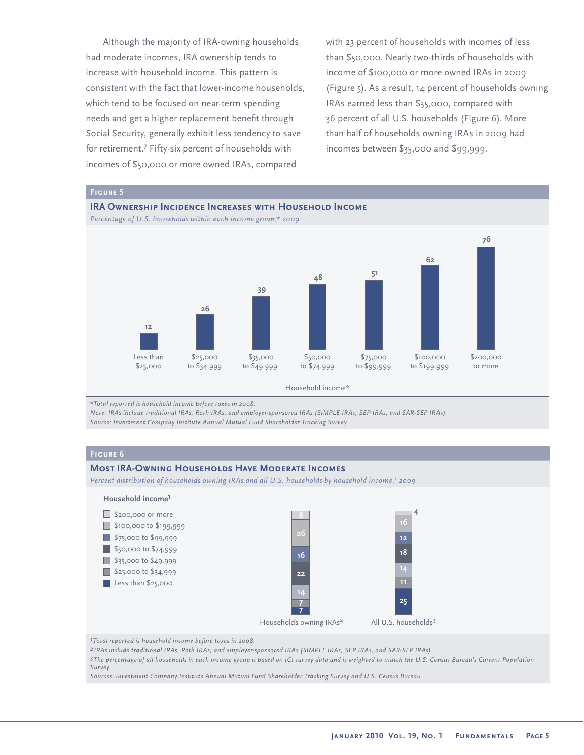Although the majority of IRA-owning households had moderate incomes, IRA ownership tends to increase with household income. This pattern is consistent with the fact that lower-income households, which tend to be focused on near-term spending needs and get a higher replacement benefit through Social Security, generally exhibit less tendency to save for retirement.[7] Fifty-six percent of households with incomes of $50,000 or more owned IRAs, compared with 23 percent of households with incomes of less than $50,000. Nearly two-thirds of households with income of $100,000 or more owned IRAs in 2009 (Figure 5). As a result, 14 percent of households owning IRAs earned less than $35,000, compared with 36 percent of all U.S. households (Figure 6). More than half of households owning IRAs in 2009 had incomes between $35,000 and $99,999.

**Figure 5**

**IRA Ownership Incidence Increases with Household Income**

*Percentage of U.S. households within each income group,\* 2009*

| Household income* | Percentage |
|---|---|
| Less than $25,000 | 12 |
| $25,000 to $34,999 | 26 |
| $35,000 to $49,999 | 39 |
| $50,000 to $74,999 | 48 |
| $75,000 to $99,999 | 51 |
| $100,000 to $199,999 | 62 |
| $200,000 or more | 76 |

*\*Total reported is household income before taxes in 2008.*

*Note: IRAs include traditional IRAs, Roth IRAs, and employer-sponsored IRAs (SIMPLE IRAs, SEP IRAs, and SAR-SEP IRAs).*

*Source: Investment Company Institute Annual Mutual Fund Shareholder Tracking Survey*

**Figure 6**

**Most IRA-Owning Households Have Moderate Incomes**

*Percent distribution of households owning IRAs and all U.S. households by household income,[1] 2009*

| Household income[1] | Households owning IRAs[2] | All U.S. households[3] |
|---|---|---|
| $200,000 or more | 8 | 4 |
| $100,000 to $199,999 | 26 | 16 |
| $75,000 to $99,999 | 16 | 12 |
| $50,000 to $74,999 | 22 | 18 |
| $35,000 to $49,999 | 14 | 14 |
| $25,000 to $34,999 | 7 | 11 |
| Less than $25,000 | 7 | 25 |

*[1]Total reported is household income before taxes in 2008.*

*[2]IRAs include traditional IRAs, Roth IRAs, and employer-sponsored IRAs (SIMPLE IRAs, SEP IRAs, and SAR-SEP IRAs).*

*[3]The percentage of all households in each income group is based on ICI survey data and is weighted to match the U.S. Census Bureau's Current Population Survey.*

*Sources: Investment Company Institute Annual Mutual Fund Shareholder Tracking Survey and U.S. Census Bureau*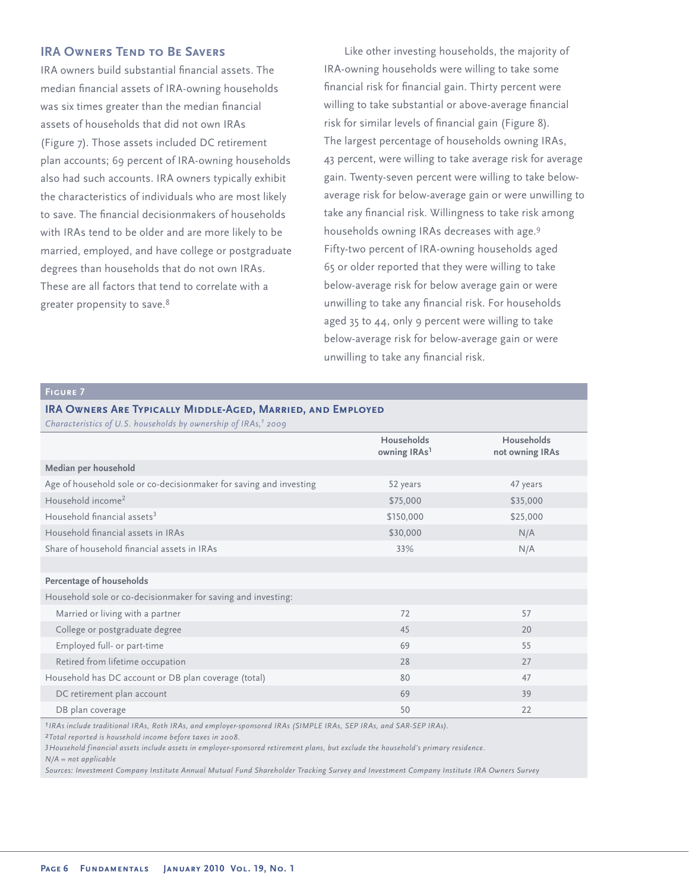## IRA Owners Tend to Be Savers

IRA owners build substantial financial assets. The median financial assets of IRA-owning households was six times greater than the median financial assets of households that did not own IRAs (Figure 7). Those assets included DC retirement plan accounts; 69 percent of IRA-owning households also had such accounts. IRA owners typically exhibit the characteristics of individuals who are most likely to save. The financial decisionmakers of households with IRAs tend to be older and are more likely to be married, employed, and have college or postgraduate degrees than households that do not own IRAs. These are all factors that tend to correlate with a greater propensity to save.[8]

Like other investing households, the majority of IRA-owning households were willing to take some financial risk for financial gain. Thirty percent were willing to take substantial or above-average financial risk for similar levels of financial gain (Figure 8). The largest percentage of households owning IRAs, 43 percent, were willing to take average risk for average gain. Twenty-seven percent were willing to take below-average risk for below-average gain or were unwilling to take any financial risk. Willingness to take risk among households owning IRAs decreases with age.[9] Fifty-two percent of IRA-owning households aged 65 or older reported that they were willing to take below-average risk for below average gain or were unwilling to take any financial risk. For households aged 35 to 44, only 9 percent were willing to take below-average risk for below-average gain or were unwilling to take any financial risk.

**Figure 7**

**IRA Owners Are Typically Middle-Aged, Married, and Employed**

*Characteristics of U.S. households by ownership of IRAs,[1] 2009*

| | Households owning IRAs[1] | Households not owning IRAs |
|---|---|---|
| **Median per household** | | |
| Age of household sole or co-decisionmaker for saving and investing | 52 years | 47 years |
| Household income[2] | $75,000 | $35,000 |
| Household financial assets[3] | $150,000 | $25,000 |
| Household financial assets in IRAs | $30,000 | N/A |
| Share of household financial assets in IRAs | 33% | N/A |
| **Percentage of households** | | |
| Household sole or co-decisionmaker for saving and investing: | | |
| Married or living with a partner | 72 | 57 |
| College or postgraduate degree | 45 | 20 |
| Employed full- or part-time | 69 | 55 |
| Retired from lifetime occupation | 28 | 27 |
| Household has DC account or DB plan coverage (total) | 80 | 47 |
| DC retirement plan account | 69 | 39 |
| DB plan coverage | 50 | 22 |

*[1] IRAs include traditional IRAs, Roth IRAs, and employer-sponsored IRAs (SIMPLE IRAs, SEP IRAs, and SAR-SEP IRAs).*

*[2] Total reported is household income before taxes in 2008.*

*[3] Household financial assets include assets in employer-sponsored retirement plans, but exclude the household's primary residence.*

*N/A = not applicable*

*Sources: Investment Company Institute Annual Mutual Fund Shareholder Tracking Survey and Investment Company Institute IRA Owners Survey*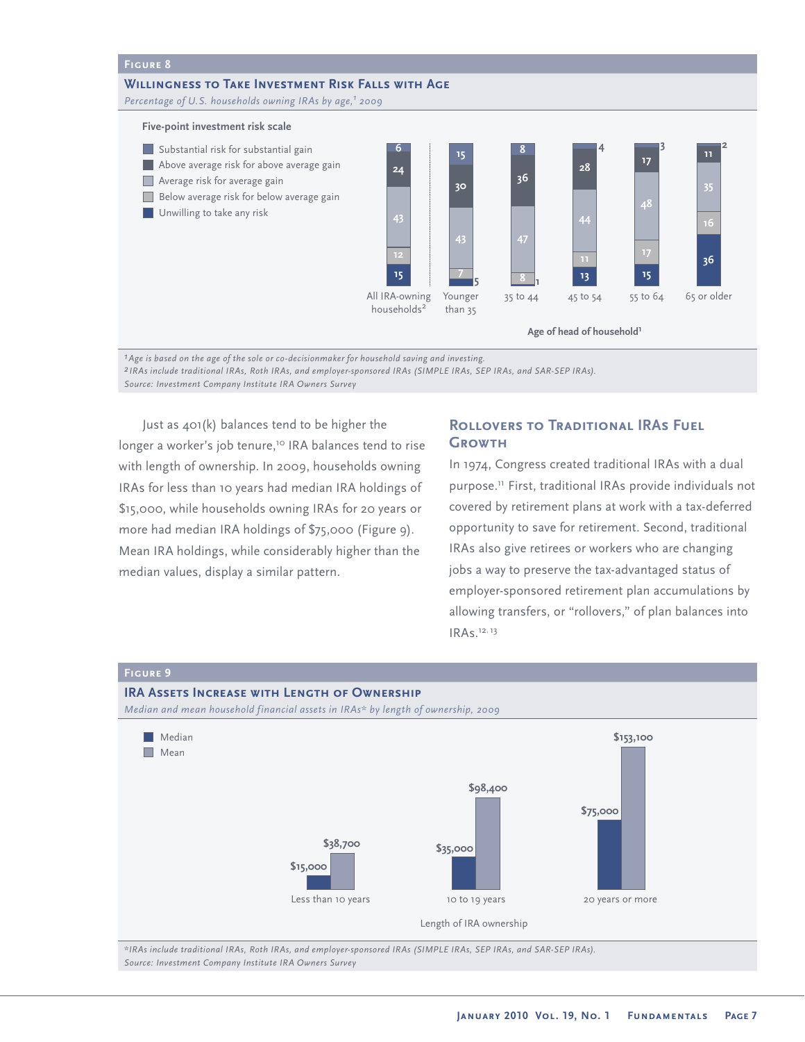**Figure 8**

**Willingness to Take Investment Risk Falls with Age**

*Percentage of U.S. households owning IRAs by age,[1] 2009*

Five-point investment risk scale

| Age of head of household[1] | Substantial risk for substantial gain | Above average risk for above average gain | Average risk for average gain | Below average risk for below average gain | Unwilling to take any risk |
|---|---|---|---|---|---|
| All IRA-owning households[2] | 6 | 24 | 43 | 12 | 15 |
| Younger than 35 | 15 | 30 | 43 | 7 | 5 |
| 35 to 44 | 8 | 36 | 47 | 8 | 1 |
| 45 to 54 | 4 | 28 | 44 | 11 | 13 |
| 55 to 64 | 3 | 17 | 48 | 17 | 15 |
| 65 or older | 2 | 11 | 35 | 16 | 36 |

*[1] Age is based on the age of the sole or co-decisionmaker for household saving and investing.*
*[2] IRAs include traditional IRAs, Roth IRAs, and employer-sponsored IRAs (SIMPLE IRAs, SEP IRAs, and SAR-SEP IRAs).*
*Source: Investment Company Institute IRA Owners Survey*

Just as 401(k) balances tend to be higher the longer a worker's job tenure,[10] IRA balances tend to rise with length of ownership. In 2009, households owning IRAs for less than 10 years had median IRA holdings of $15,000, while households owning IRAs for 20 years or more had median IRA holdings of $75,000 (Figure 9). Mean IRA holdings, while considerably higher than the median values, display a similar pattern.

## Rollovers to Traditional IRAs Fuel Growth

In 1974, Congress created traditional IRAs with a dual purpose.[11] First, traditional IRAs provide individuals not covered by retirement plans at work with a tax-deferred opportunity to save for retirement. Second, traditional IRAs also give retirees or workers who are changing jobs a way to preserve the tax-advantaged status of employer-sponsored retirement plan accumulations by allowing transfers, or "rollovers," of plan balances into IRAs.[12, 13]

**Figure 9**

**IRA Assets Increase with Length of Ownership**

*Median and mean household financial assets in IRAs\* by length of ownership, 2009*

| Length of IRA ownership | Median | Mean |
|---|---|---|
| Less than 10 years | $15,000 | $38,700 |
| 10 to 19 years | $35,000 | $98,400 |
| 20 years or more | $75,000 | $153,100 |

*\*IRAs include traditional IRAs, Roth IRAs, and employer-sponsored IRAs (SIMPLE IRAs, SEP IRAs, and SAR-SEP IRAs).*
*Source: Investment Company Institute IRA Owners Survey*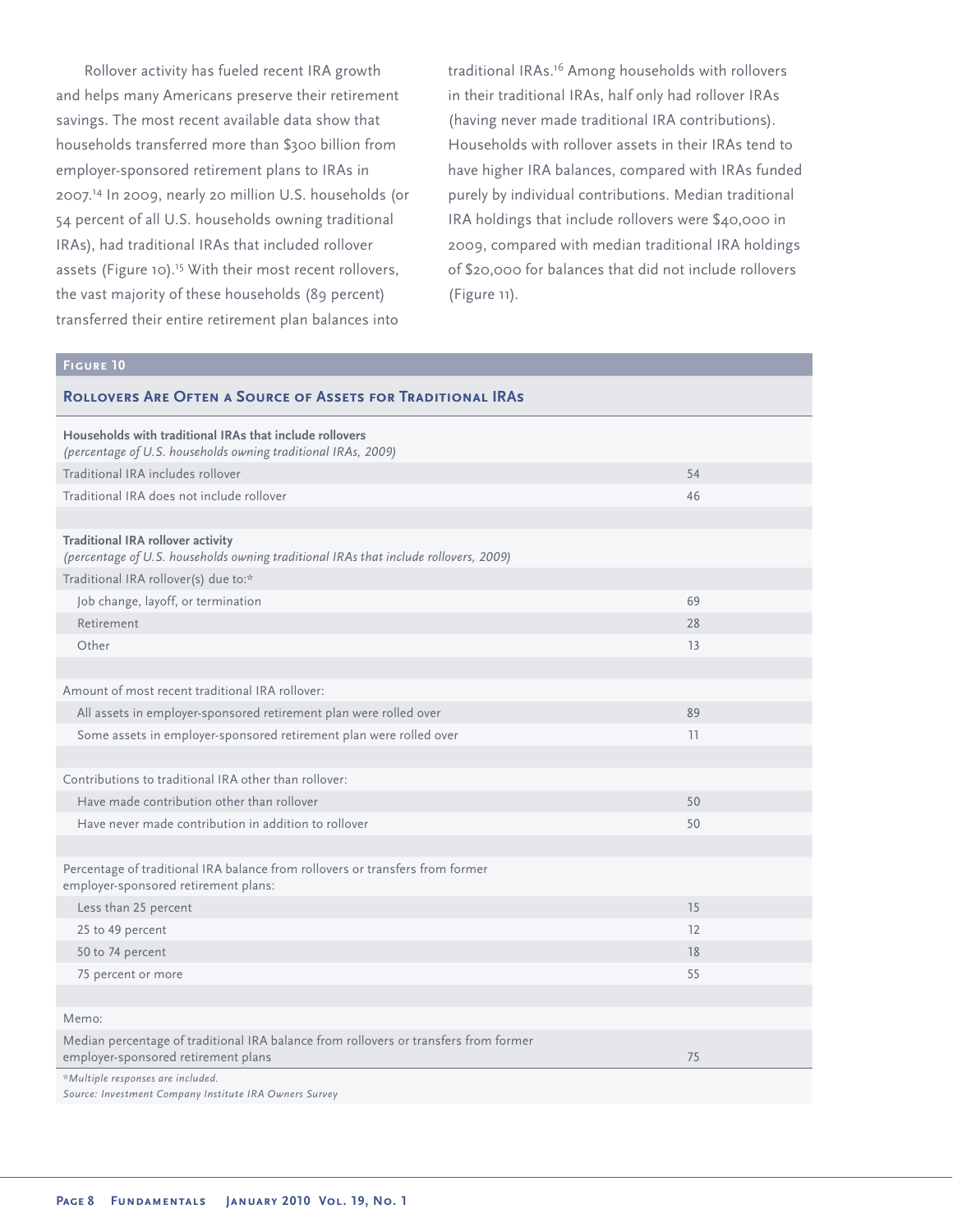Rollover activity has fueled recent IRA growth and helps many Americans preserve their retirement savings. The most recent available data show that households transferred more than $300 billion from employer-sponsored retirement plans to IRAs in 2007.[14] In 2009, nearly 20 million U.S. households (or 54 percent of all U.S. households owning traditional IRAs), had traditional IRAs that included rollover assets (Figure 10).[15] With their most recent rollovers, the vast majority of these households (89 percent) transferred their entire retirement plan balances into traditional IRAs.[16] Among households with rollovers in their traditional IRAs, half only had rollover IRAs (having never made traditional IRA contributions). Households with rollover assets in their IRAs tend to have higher IRA balances, compared with IRAs funded purely by individual contributions. Median traditional IRA holdings that include rollovers were $40,000 in 2009, compared with median traditional IRA holdings of $20,000 for balances that did not include rollovers (Figure 11).

**Figure 10**

**Rollovers Are Often a Source of Assets for Traditional IRAs**

| | |
|---|---|
| **Households with traditional IRAs that include rollovers** *(percentage of U.S. households owning traditional IRAs, 2009)* | |
| Traditional IRA includes rollover | 54 |
| Traditional IRA does not include rollover | 46 |
| | |
| **Traditional IRA rollover activity** *(percentage of U.S. households owning traditional IRAs that include rollovers, 2009)* | |
| Traditional IRA rollover(s) due to:* | |
| Job change, layoff, or termination | 69 |
| Retirement | 28 |
| Other | 13 |
| | |
| Amount of most recent traditional IRA rollover: | |
| All assets in employer-sponsored retirement plan were rolled over | 89 |
| Some assets in employer-sponsored retirement plan were rolled over | 11 |
| | |
| Contributions to traditional IRA other than rollover: | |
| Have made contribution other than rollover | 50 |
| Have never made contribution in addition to rollover | 50 |
| | |
| Percentage of traditional IRA balance from rollovers or transfers from former employer-sponsored retirement plans: | |
| Less than 25 percent | 15 |
| 25 to 49 percent | 12 |
| 50 to 74 percent | 18 |
| 75 percent or more | 55 |
| | |
| Memo: | |
| Median percentage of traditional IRA balance from rollovers or transfers from former employer-sponsored retirement plans | 75 |

*\*Multiple responses are included.*
*Source: Investment Company Institute IRA Owners Survey*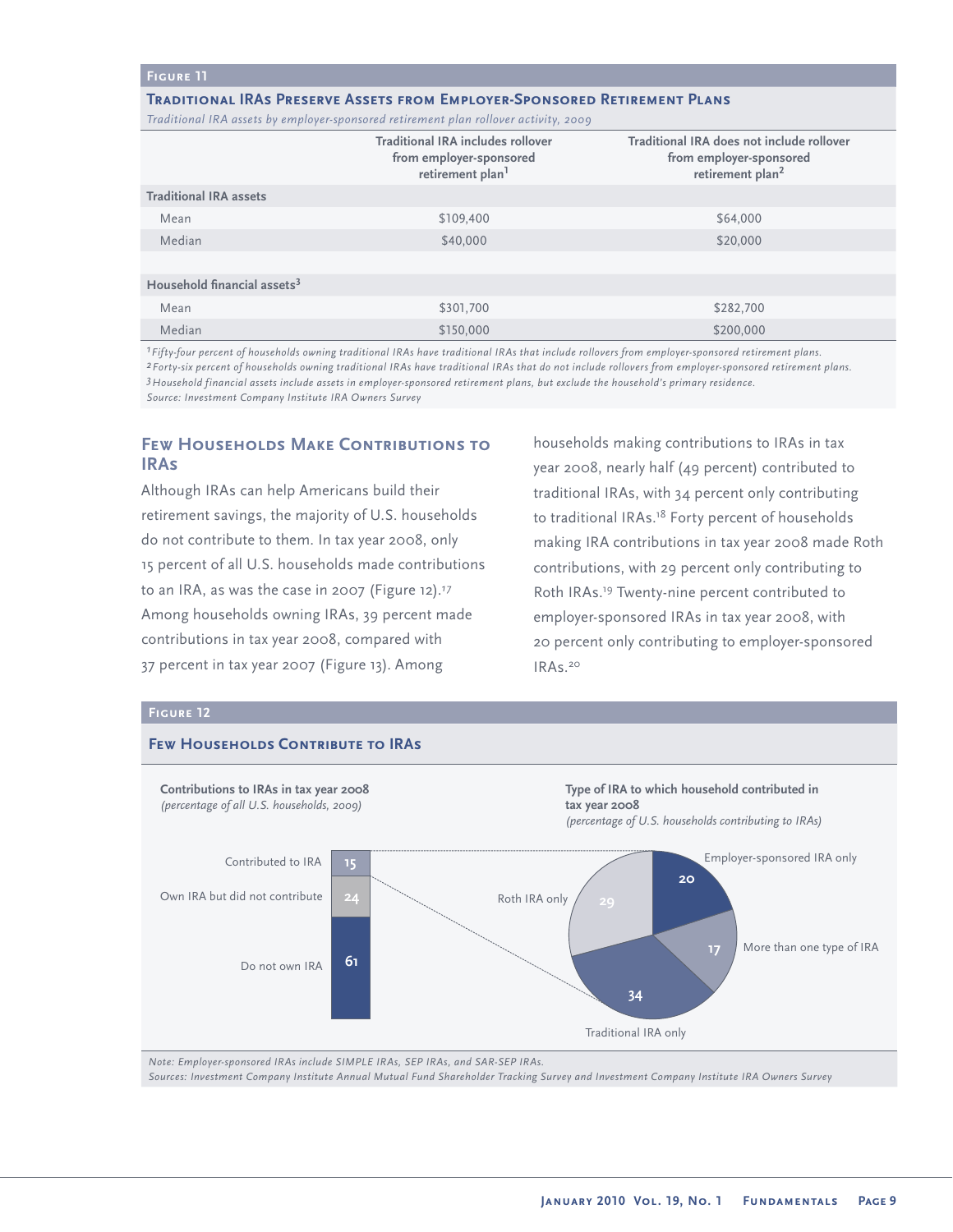**Figure 11**

**Traditional IRAs Preserve Assets from Employer-Sponsored Retirement Plans**

*Traditional IRA assets by employer-sponsored retirement plan rollover activity, 2009*

| | Traditional IRA includes rollover from employer-sponsored retirement plan[1] | Traditional IRA does not include rollover from employer-sponsored retirement plan[2] |
|---|---|---|
| **Traditional IRA assets** | | |
| Mean | $109,400 | $64,000 |
| Median | $40,000 | $20,000 |
| **Household financial assets[3]** | | |
| Mean | $301,700 | $282,700 |
| Median | $150,000 | $200,000 |

*[1] Fifty-four percent of households owning traditional IRAs have traditional IRAs that include rollovers from employer-sponsored retirement plans.*
*[2] Forty-six percent of households owning traditional IRAs have traditional IRAs that do not include rollovers from employer-sponsored retirement plans.*
*[3] Household financial assets include assets in employer-sponsored retirement plans, but exclude the household's primary residence.*
*Source: Investment Company Institute IRA Owners Survey*

## Few Households Make Contributions to IRAs

Although IRAs can help Americans build their retirement savings, the majority of U.S. households do not contribute to them. In tax year 2008, only 15 percent of all U.S. households made contributions to an IRA, as was the case in 2007 (Figure 12).[17] Among households owning IRAs, 39 percent made contributions in tax year 2008, compared with 37 percent in tax year 2007 (Figure 13). Among households making contributions to IRAs in tax year 2008, nearly half (49 percent) contributed to traditional IRAs, with 34 percent only contributing to traditional IRAs.[18] Forty percent of households making IRA contributions in tax year 2008 made Roth contributions, with 29 percent only contributing to Roth IRAs.[19] Twenty-nine percent contributed to employer-sponsored IRAs in tax year 2008, with 20 percent only contributing to employer-sponsored IRAs.[20]

**Figure 12**

**Few Households Contribute to IRAs**

**Contributions to IRAs in tax year 2008**
*(percentage of all U.S. households, 2009)*

| Category | Percent |
|---|---|
| Contributed to IRA | 15 |
| Own IRA but did not contribute | 24 |
| Do not own IRA | 61 |

**Type of IRA to which household contributed in tax year 2008**
*(percentage of U.S. households contributing to IRAs)*

| Type | Percent |
|---|---|
| Employer-sponsored IRA only | 20 |
| More than one type of IRA | 17 |
| Traditional IRA only | 34 |
| Roth IRA only | 29 |

*Note: Employer-sponsored IRAs include SIMPLE IRAs, SEP IRAs, and SAR-SEP IRAs.*
*Sources: Investment Company Institute Annual Mutual Fund Shareholder Tracking Survey and Investment Company Institute IRA Owners Survey*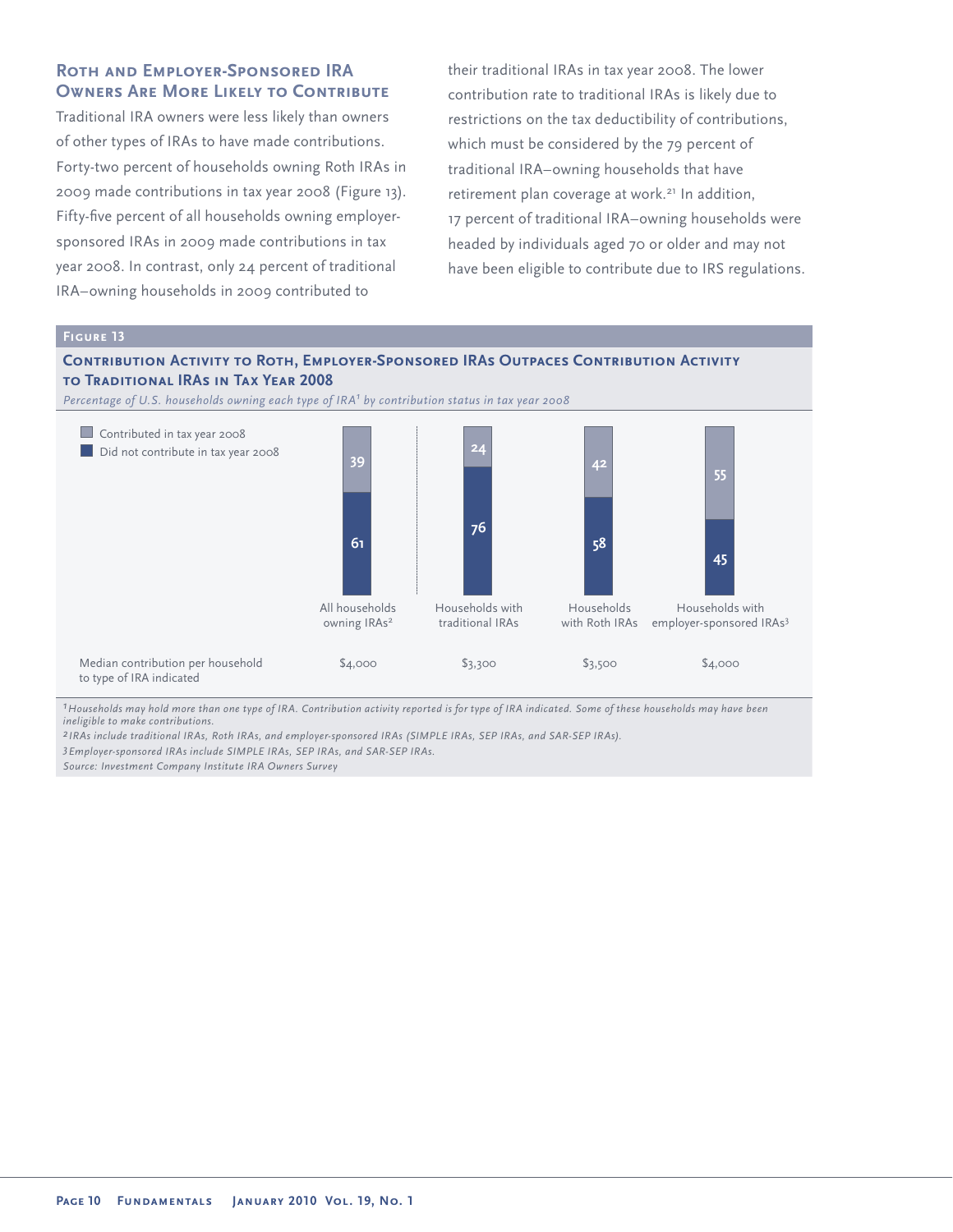## Roth and Employer-Sponsored IRA Owners Are More Likely to Contribute

Traditional IRA owners were less likely than owners of other types of IRAs to have made contributions. Forty-two percent of households owning Roth IRAs in 2009 made contributions in tax year 2008 (Figure 13). Fifty-five percent of all households owning employer-sponsored IRAs in 2009 made contributions in tax year 2008. In contrast, only 24 percent of traditional IRA–owning households in 2009 contributed to their traditional IRAs in tax year 2008. The lower contribution rate to traditional IRAs is likely due to restrictions on the tax deductibility of contributions, which must be considered by the 79 percent of traditional IRA–owning households that have retirement plan coverage at work.[21] In addition, 17 percent of traditional IRA–owning households were headed by individuals aged 70 or older and may not have been eligible to contribute due to IRS regulations.

**Figure 13**

**Contribution Activity to Roth, Employer-Sponsored IRAs Outpaces Contribution Activity to Traditional IRAs in Tax Year 2008**

*Percentage of U.S. households owning each type of IRA[1] by contribution status in tax year 2008*

| | All households owning IRAs[2] | Households with traditional IRAs | Households with Roth IRAs | Households with employer-sponsored IRAs[3] |
|---|---|---|---|---|
| Contributed in tax year 2008 | 39 | 24 | 42 | 55 |
| Did not contribute in tax year 2008 | 61 | 76 | 58 | 45 |
| Median contribution per household to type of IRA indicated | $4,000 | $3,300 | $3,500 | $4,000 |

*[1] Households may hold more than one type of IRA. Contribution activity reported is for type of IRA indicated. Some of these households may have been ineligible to make contributions.*

*[2] IRAs include traditional IRAs, Roth IRAs, and employer-sponsored IRAs (SIMPLE IRAs, SEP IRAs, and SAR-SEP IRAs).*

*[3] Employer-sponsored IRAs include SIMPLE IRAs, SEP IRAs, and SAR-SEP IRAs.*

*Source: Investment Company Institute IRA Owners Survey*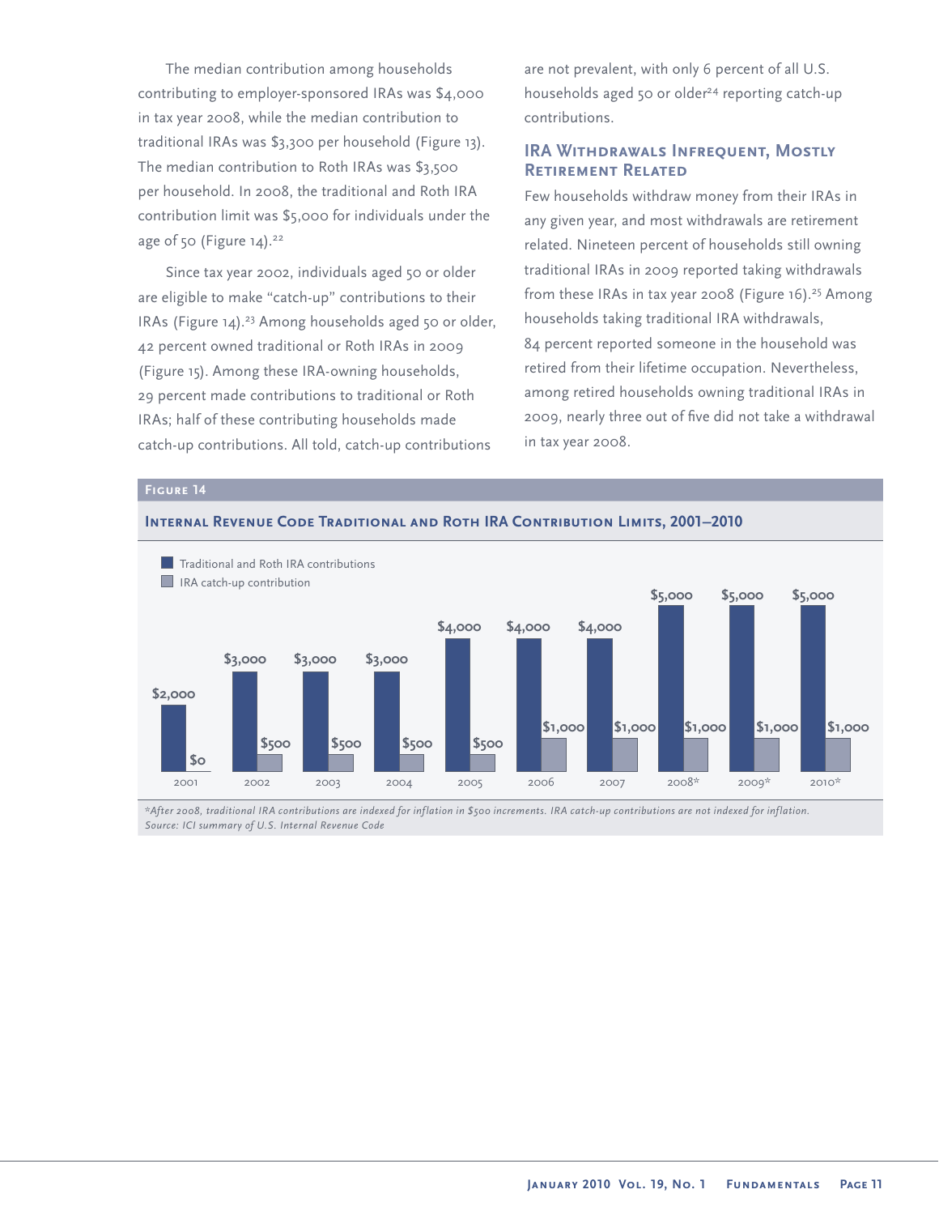The median contribution among households contributing to employer-sponsored IRAs was $4,000 in tax year 2008, while the median contribution to traditional IRAs was $3,300 per household (Figure 13). The median contribution to Roth IRAs was $3,500 per household. In 2008, the traditional and Roth IRA contribution limit was $5,000 for individuals under the age of 50 (Figure 14).[22]

Since tax year 2002, individuals aged 50 or older are eligible to make "catch-up" contributions to their IRAs (Figure 14).[23] Among households aged 50 or older, 42 percent owned traditional or Roth IRAs in 2009 (Figure 15). Among these IRA-owning households, 29 percent made contributions to traditional or Roth IRAs; half of these contributing households made catch-up contributions. All told, catch-up contributions are not prevalent, with only 6 percent of all U.S. households aged 50 or older[24] reporting catch-up contributions.

## IRA Withdrawals Infrequent, Mostly Retirement Related

Few households withdraw money from their IRAs in any given year, and most withdrawals are retirement related. Nineteen percent of households still owning traditional IRAs in 2009 reported taking withdrawals from these IRAs in tax year 2008 (Figure 16).[25] Among households taking traditional IRA withdrawals, 84 percent reported someone in the household was retired from their lifetime occupation. Nevertheless, among retired households owning traditional IRAs in 2009, nearly three out of five did not take a withdrawal in tax year 2008.

**Figure 14**

**Internal Revenue Code Traditional and Roth IRA Contribution Limits, 2001–2010**

| Year | Traditional and Roth IRA contributions | IRA catch-up contribution |
|---|---|---|
| 2001 | $2,000 | $0 |
| 2002 | $3,000 | $500 |
| 2003 | $3,000 | $500 |
| 2004 | $3,000 | $500 |
| 2005 | $4,000 | $500 |
| 2006 | $4,000 | $1,000 |
| 2007 | $4,000 | $1,000 |
| 2008* | $5,000 | $1,000 |
| 2009* | $5,000 | $1,000 |
| 2010* | $5,000 | $1,000 |

*\*After 2008, traditional IRA contributions are indexed for inflation in $500 increments. IRA catch-up contributions are not indexed for inflation.*
*Source: ICI summary of U.S. Internal Revenue Code*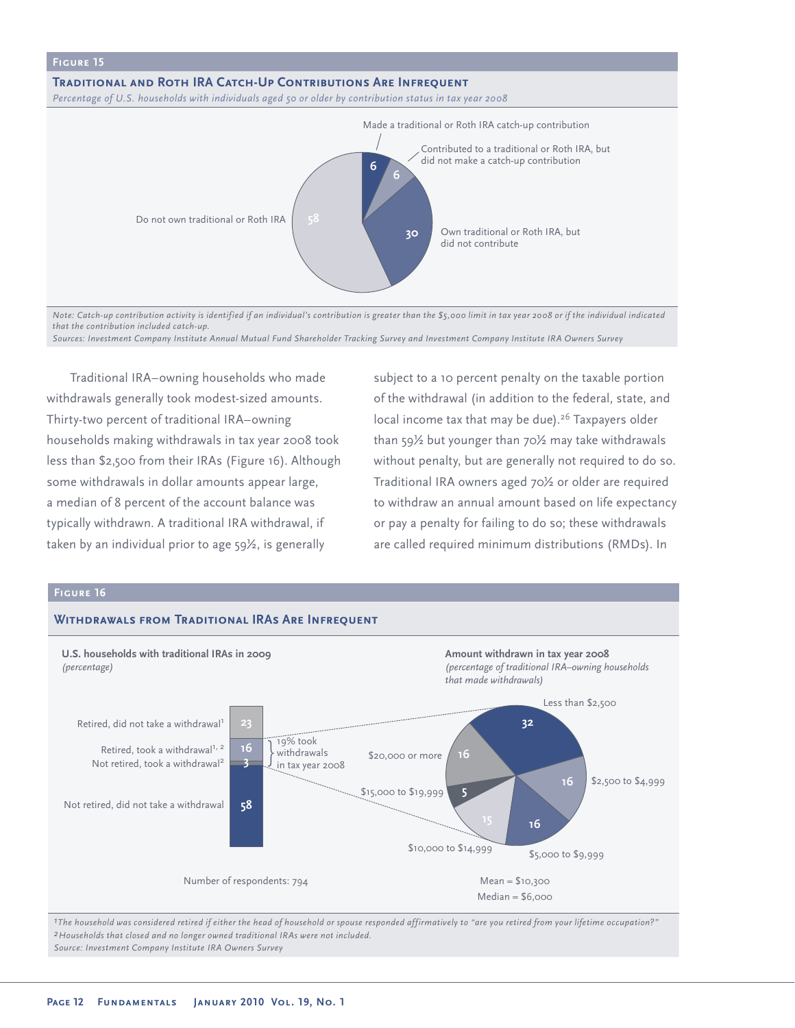## Figure 15

### Traditional and Roth IRA Catch-Up Contributions Are Infrequent

*Percentage of U.S. households with individuals aged 50 or older by contribution status in tax year 2008*

| Contribution status | Percentage |
|---|---|
| Made a traditional or Roth IRA catch-up contribution | 6 |
| Contributed to a traditional or Roth IRA, but did not make a catch-up contribution | 6 |
| Own traditional or Roth IRA, but did not contribute | 30 |
| Do not own traditional or Roth IRA | 58 |

*Note: Catch-up contribution activity is identified if an individual's contribution is greater than the $5,000 limit in tax year 2008 or if the individual indicated that the contribution included catch-up.*

*Sources: Investment Company Institute Annual Mutual Fund Shareholder Tracking Survey and Investment Company Institute IRA Owners Survey*

Traditional IRA–owning households who made withdrawals generally took modest-sized amounts. Thirty-two percent of traditional IRA–owning households making withdrawals in tax year 2008 took less than $2,500 from their IRAs (Figure 16). Although some withdrawals in dollar amounts appear large, a median of 8 percent of the account balance was typically withdrawn. A traditional IRA withdrawal, if taken by an individual prior to age 59½, is generally subject to a 10 percent penalty on the taxable portion of the withdrawal (in addition to the federal, state, and local income tax that may be due).[26] Taxpayers older than 59½ but younger than 70½ may take withdrawals without penalty, but are generally not required to do so. Traditional IRA owners aged 70½ or older are required to withdraw an annual amount based on life expectancy or pay a penalty for failing to do so; these withdrawals are called required minimum distributions (RMDs). In

## Figure 16

### Withdrawals from Traditional IRAs Are Infrequent

**U.S. households with traditional IRAs in 2009**
*(percentage)*

| Status | Percentage |
|---|---|
| Retired, did not take a withdrawal[1] | 23 |
| Retired, took a withdrawal[1, 2] | 16 |
| Not retired, took a withdrawal[2] | 3 |
| Not retired, did not take a withdrawal | 58 |

19% took withdrawals in tax year 2008

Number of respondents: 794

**Amount withdrawn in tax year 2008**
*(percentage of traditional IRA–owning households that made withdrawals)*

| Amount withdrawn | Percentage |
|---|---|
| Less than $2,500 | 32 |
| $2,500 to $4,999 | 16 |
| $5,000 to $9,999 | 16 |
| $10,000 to $14,999 | 15 |
| $15,000 to $19,999 | 5 |
| $20,000 or more | 16 |

Mean = $10,300
Median = $6,000

[1]*The household was considered retired if either the head of household or spouse responded affirmatively to "are you retired from your lifetime occupation?"*
[2]*Households that closed and no longer owned traditional IRAs were not included.*
*Source: Investment Company Institute IRA Owners Survey*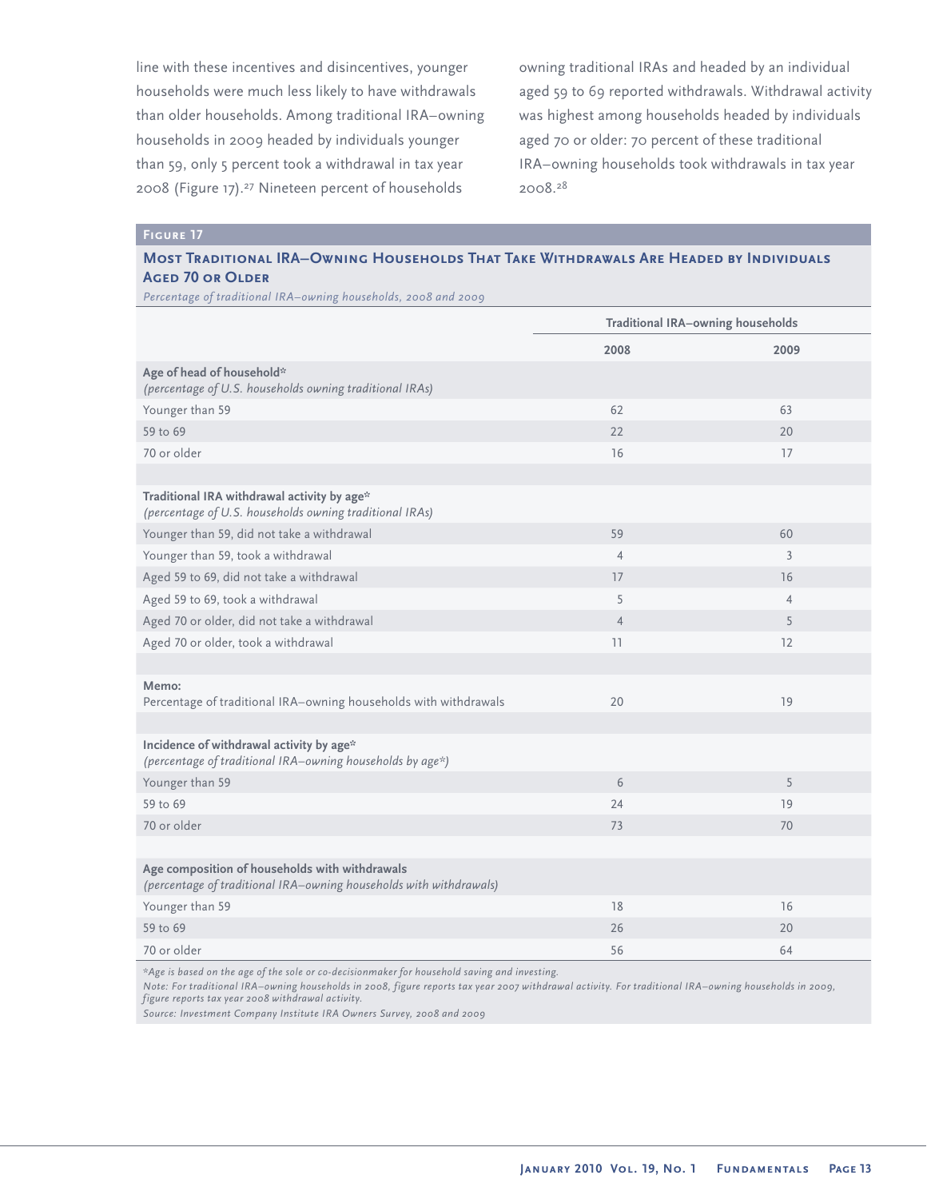line with these incentives and disincentives, younger households were much less likely to have withdrawals than older households. Among traditional IRA–owning households in 2009 headed by individuals younger than 59, only 5 percent took a withdrawal in tax year 2008 (Figure 17).[27] Nineteen percent of households owning traditional IRAs and headed by an individual aged 59 to 69 reported withdrawals. Withdrawal activity was highest among households headed by individuals aged 70 or older: 70 percent of these traditional IRA–owning households took withdrawals in tax year 2008.[28]

**Figure 17**

**Most Traditional IRA–Owning Households That Take Withdrawals Are Headed by Individuals Aged 70 or Older**

*Percentage of traditional IRA–owning households, 2008 and 2009*

| | Traditional IRA–owning households | |
|---|---|---|
| | **2008** | **2009** |
| **Age of head of household*** *(percentage of U.S. households owning traditional IRAs)* | | |
| Younger than 59 | 62 | 63 |
| 59 to 69 | 22 | 20 |
| 70 or older | 16 | 17 |
| **Traditional IRA withdrawal activity by age*** *(percentage of U.S. households owning traditional IRAs)* | | |
| Younger than 59, did not take a withdrawal | 59 | 60 |
| Younger than 59, took a withdrawal | 4 | 3 |
| Aged 59 to 69, did not take a withdrawal | 17 | 16 |
| Aged 59 to 69, took a withdrawal | 5 | 4 |
| Aged 70 or older, did not take a withdrawal | 4 | 5 |
| Aged 70 or older, took a withdrawal | 11 | 12 |
| **Memo:** Percentage of traditional IRA–owning households with withdrawals | 20 | 19 |
| **Incidence of withdrawal activity by age*** *(percentage of traditional IRA–owning households by age*)* | | |
| Younger than 59 | 6 | 5 |
| 59 to 69 | 24 | 19 |
| 70 or older | 73 | 70 |
| **Age composition of households with withdrawals** *(percentage of traditional IRA–owning households with withdrawals)* | | |
| Younger than 59 | 18 | 16 |
| 59 to 69 | 26 | 20 |
| 70 or older | 56 | 64 |

*Age is based on the age of the sole or co-decisionmaker for household saving and investing.

*Note: For traditional IRA–owning households in 2008, figure reports tax year 2007 withdrawal activity. For traditional IRA–owning households in 2009, figure reports tax year 2008 withdrawal activity.*

*Source: Investment Company Institute IRA Owners Survey, 2008 and 2009*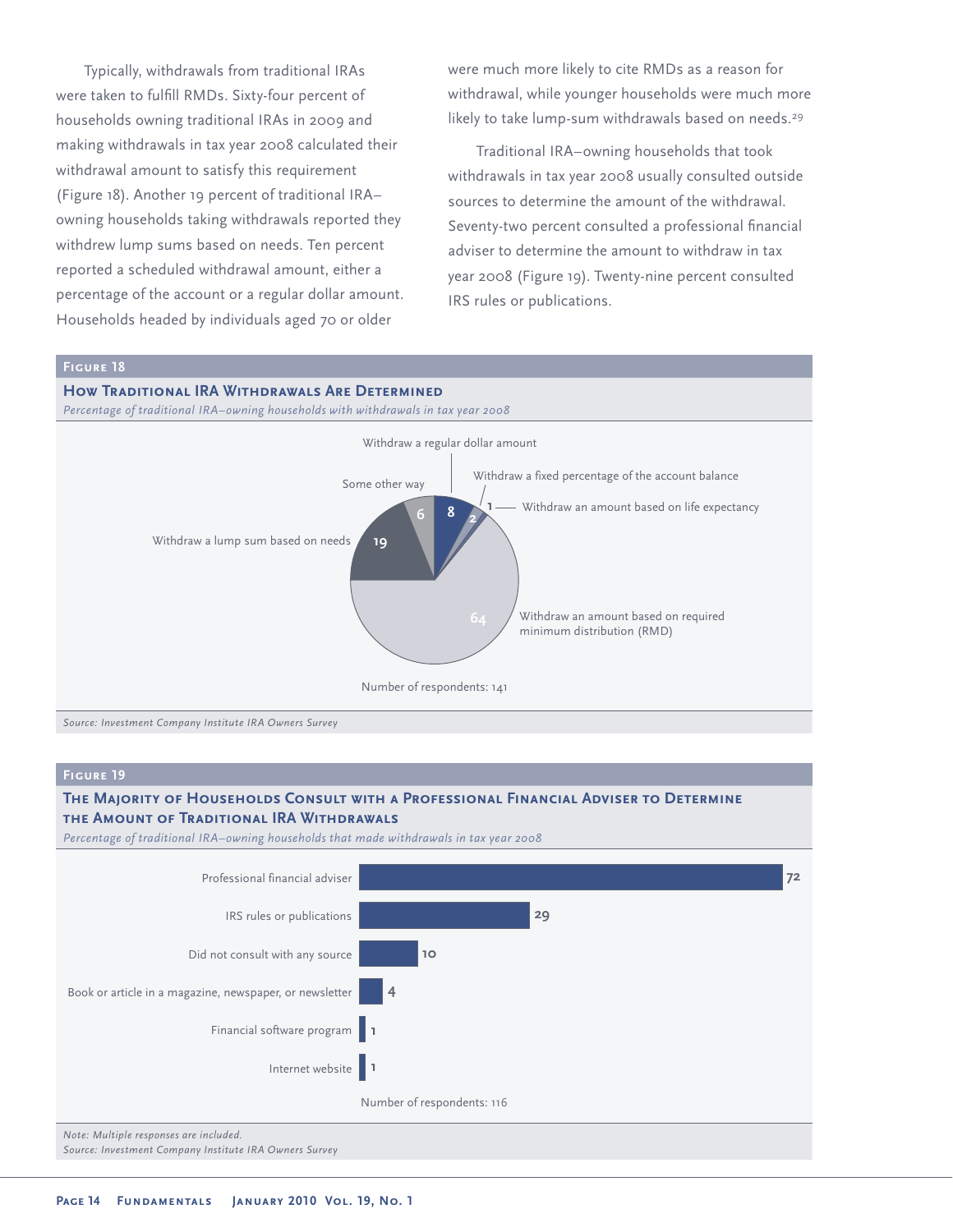Typically, withdrawals from traditional IRAs were taken to fulfill RMDs. Sixty-four percent of households owning traditional IRAs in 2009 and making withdrawals in tax year 2008 calculated their withdrawal amount to satisfy this requirement (Figure 18). Another 19 percent of traditional IRA–owning households taking withdrawals reported they withdrew lump sums based on needs. Ten percent reported a scheduled withdrawal amount, either a percentage of the account or a regular dollar amount. Households headed by individuals aged 70 or older were much more likely to cite RMDs as a reason for withdrawal, while younger households were much more likely to take lump-sum withdrawals based on needs.[29]

Traditional IRA–owning households that took withdrawals in tax year 2008 usually consulted outside sources to determine the amount of the withdrawal. Seventy-two percent consulted a professional financial adviser to determine the amount to withdraw in tax year 2008 (Figure 19). Twenty-nine percent consulted IRS rules or publications.

### Figure 18

**How Traditional IRA Withdrawals Are Determined**

*Percentage of traditional IRA–owning households with withdrawals in tax year 2008*

| Method | Percent |
|---|---|
| Withdraw an amount based on required minimum distribution (RMD) | 64 |
| Withdraw a lump sum based on needs | 19 |
| Withdraw a regular dollar amount | 8 |
| Some other way | 6 |
| Withdraw a fixed percentage of the account balance | 2 |
| Withdraw an amount based on life expectancy | 1 |

Number of respondents: 141

*Source: Investment Company Institute IRA Owners Survey*

### Figure 19

**The Majority of Households Consult with a Professional Financial Adviser to Determine the Amount of Traditional IRA Withdrawals**

*Percentage of traditional IRA–owning households that made withdrawals in tax year 2008*

| Source | Percent |
|---|---|
| Professional financial adviser | 72 |
| IRS rules or publications | 29 |
| Did not consult with any source | 10 |
| Book or article in a magazine, newspaper, or newsletter | 4 |
| Financial software program | 1 |
| Internet website | 1 |

Number of respondents: 116

*Note: Multiple responses are included.*
*Source: Investment Company Institute IRA Owners Survey*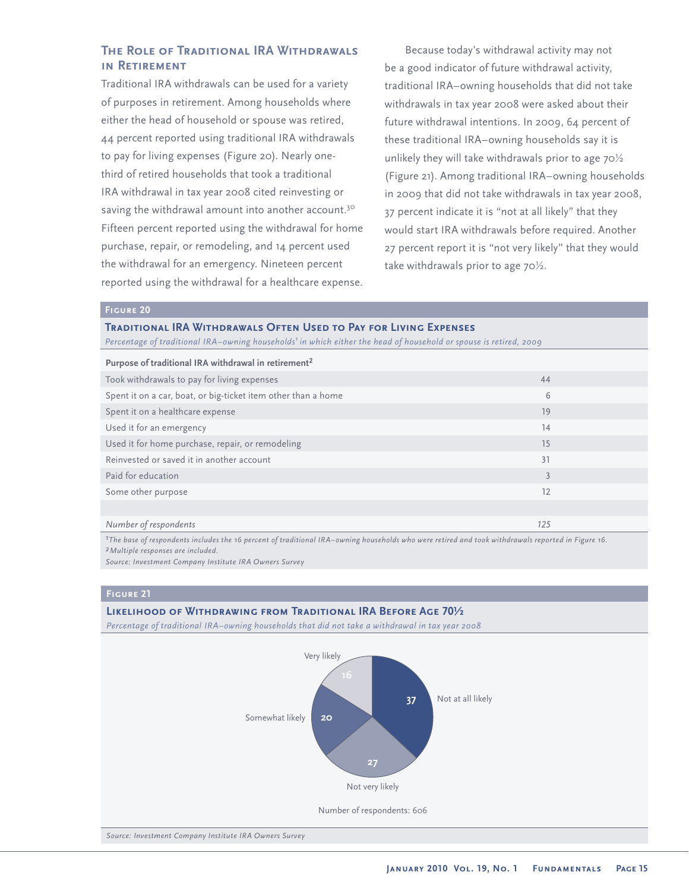## The Role of Traditional IRA Withdrawals in Retirement

Traditional IRA withdrawals can be used for a variety of purposes in retirement. Among households where either the head of household or spouse was retired, 44 percent reported using traditional IRA withdrawals to pay for living expenses (Figure 20). Nearly one-third of retired households that took a traditional IRA withdrawal in tax year 2008 cited reinvesting or saving the withdrawal amount into another account.[30] Fifteen percent reported using the withdrawal for home purchase, repair, or remodeling, and 14 percent used the withdrawal for an emergency. Nineteen percent reported using the withdrawal for a healthcare expense.

Because today's withdrawal activity may not be a good indicator of future withdrawal activity, traditional IRA–owning households that did not take withdrawals in tax year 2008 were asked about their future withdrawal intentions. In 2009, 64 percent of these traditional IRA–owning households say it is unlikely they will take withdrawals prior to age 70½ (Figure 21). Among traditional IRA–owning households in 2009 that did not take withdrawals in tax year 2008, 37 percent indicate it is "not at all likely" that they would start IRA withdrawals before required. Another 27 percent report it is "not very likely" that they would take withdrawals prior to age 70½.

**Figure 20**

**Traditional IRA Withdrawals Often Used to Pay for Living Expenses**

*Percentage of traditional IRA–owning households[1] in which either the head of household or spouse is retired, 2009*

| Purpose of traditional IRA withdrawal in retirement[2] | |
|---|---|
| Took withdrawals to pay for living expenses | 44 |
| Spent it on a car, boat, or big-ticket item other than a home | 6 |
| Spent it on a healthcare expense | 19 |
| Used it for an emergency | 14 |
| Used it for home purchase, repair, or remodeling | 15 |
| Reinvested or saved it in another account | 31 |
| Paid for education | 3 |
| Some other purpose | 12 |
| *Number of respondents* | *125* |

*[1]The base of respondents includes the 16 percent of traditional IRA–owning households who were retired and took withdrawals reported in Figure 16.*
*[2]Multiple responses are included.*
*Source: Investment Company Institute IRA Owners Survey*

**Figure 21**

**Likelihood of Withdrawing from Traditional IRA Before Age 70½**

*Percentage of traditional IRA–owning households that did not take a withdrawal in tax year 2008*

| Likelihood | Percent |
|---|---|
| Not at all likely | 37 |
| Not very likely | 27 |
| Somewhat likely | 20 |
| Very likely | 16 |

Number of respondents: 606

*Source: Investment Company Institute IRA Owners Survey*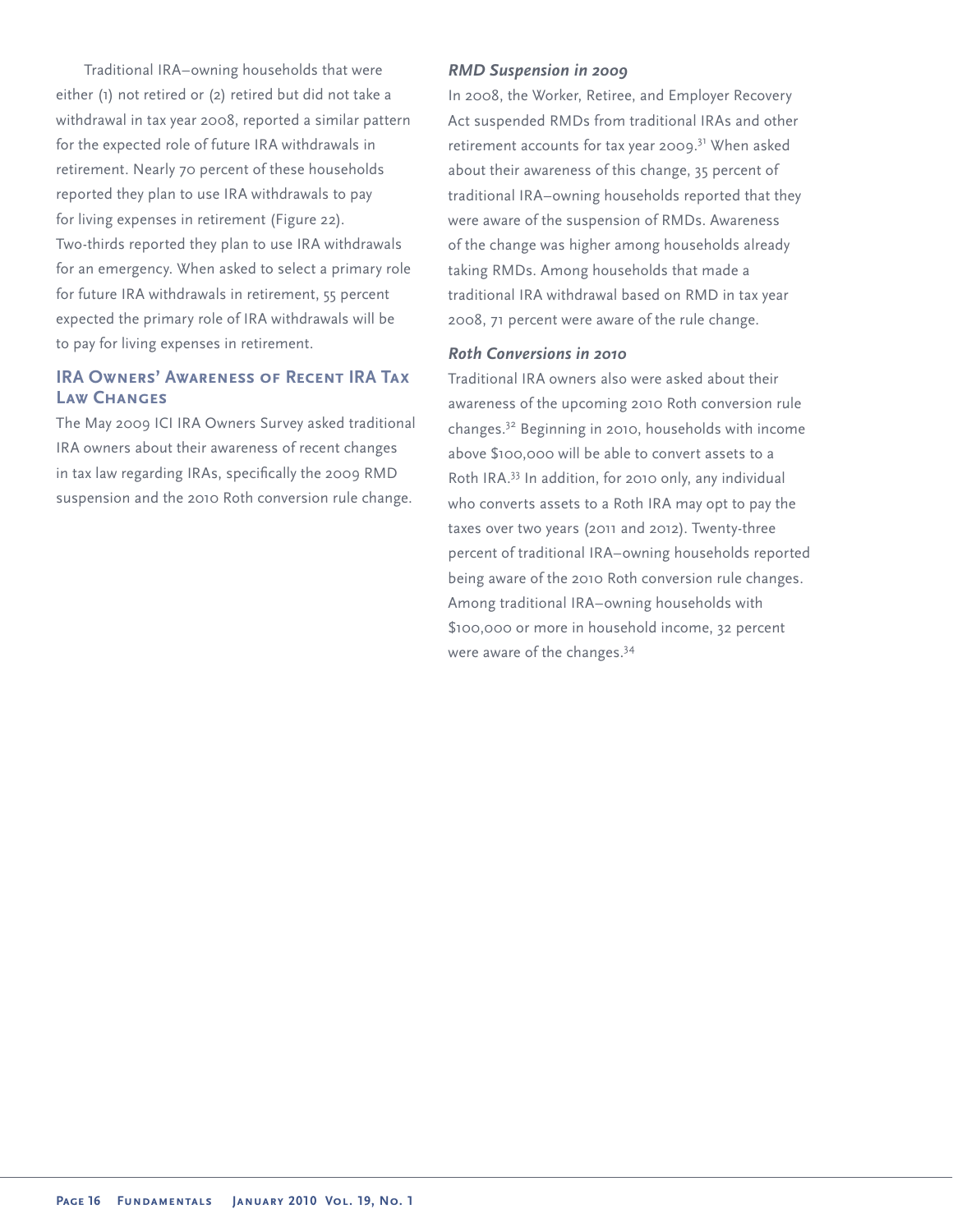Traditional IRA–owning households that were either (1) not retired or (2) retired but did not take a withdrawal in tax year 2008, reported a similar pattern for the expected role of future IRA withdrawals in retirement. Nearly 70 percent of these households reported they plan to use IRA withdrawals to pay for living expenses in retirement (Figure 22). Two-thirds reported they plan to use IRA withdrawals for an emergency. When asked to select a primary role for future IRA withdrawals in retirement, 55 percent expected the primary role of IRA withdrawals will be to pay for living expenses in retirement.

## IRA Owners' Awareness of Recent IRA Tax Law Changes

The May 2009 ICI IRA Owners Survey asked traditional IRA owners about their awareness of recent changes in tax law regarding IRAs, specifically the 2009 RMD suspension and the 2010 Roth conversion rule change.

### *RMD Suspension in 2009*

In 2008, the Worker, Retiree, and Employer Recovery Act suspended RMDs from traditional IRAs and other retirement accounts for tax year 2009.[31] When asked about their awareness of this change, 35 percent of traditional IRA–owning households reported that they were aware of the suspension of RMDs. Awareness of the change was higher among households already taking RMDs. Among households that made a traditional IRA withdrawal based on RMD in tax year 2008, 71 percent were aware of the rule change.

### *Roth Conversions in 2010*

Traditional IRA owners also were asked about their awareness of the upcoming 2010 Roth conversion rule changes.[32] Beginning in 2010, households with income above $100,000 will be able to convert assets to a Roth IRA.[33] In addition, for 2010 only, any individual who converts assets to a Roth IRA may opt to pay the taxes over two years (2011 and 2012). Twenty-three percent of traditional IRA–owning households reported being aware of the 2010 Roth conversion rule changes. Among traditional IRA–owning households with $100,000 or more in household income, 32 percent were aware of the changes.[34]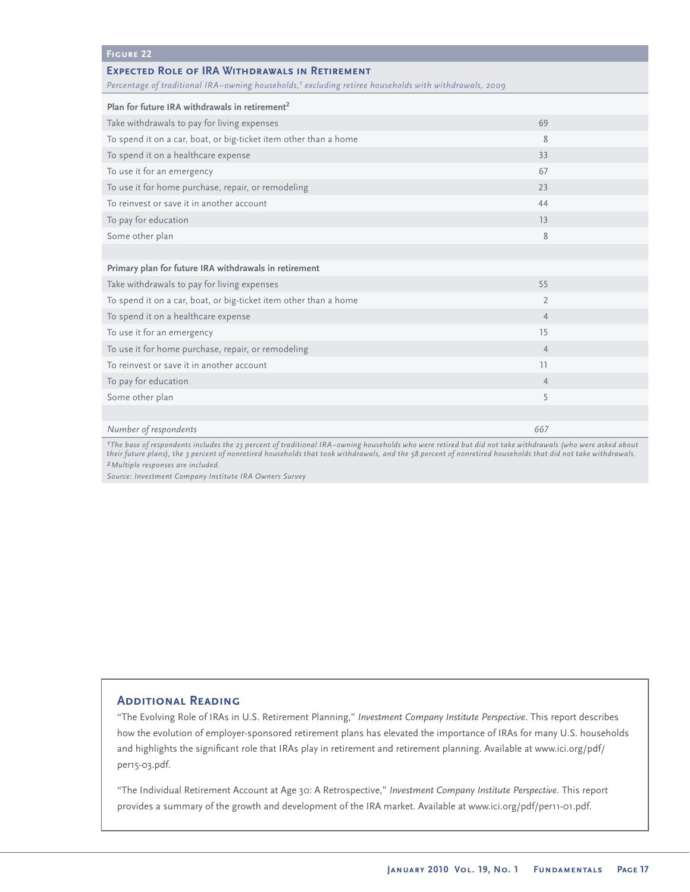**Figure 22**

**Expected Role of IRA Withdrawals in Retirement**

*Percentage of traditional IRA–owning households,[1] excluding retiree households with withdrawals, 2009*

| **Plan for future IRA withdrawals in retirement[2]** | |
|---|---|
| Take withdrawals to pay for living expenses | 69 |
| To spend it on a car, boat, or big-ticket item other than a home | 8 |
| To spend it on a healthcare expense | 33 |
| To use it for an emergency | 67 |
| To use it for home purchase, repair, or remodeling | 23 |
| To reinvest or save it in another account | 44 |
| To pay for education | 13 |
| Some other plan | 8 |
| | |
| **Primary plan for future IRA withdrawals in retirement** | |
| Take withdrawals to pay for living expenses | 55 |
| To spend it on a car, boat, or big-ticket item other than a home | 2 |
| To spend it on a healthcare expense | 4 |
| To use it for an emergency | 15 |
| To use it for home purchase, repair, or remodeling | 4 |
| To reinvest or save it in another account | 11 |
| To pay for education | 4 |
| Some other plan | 5 |
| | |
| *Number of respondents* | *667* |

*[1]The base of respondents includes the 23 percent of traditional IRA–owning households who were retired but did not take withdrawals (who were asked about their future plans), the 3 percent of nonretired households that took withdrawals, and the 58 percent of nonretired households that did not take withdrawals.*

*[2]Multiple responses are included.*

*Source: Investment Company Institute IRA Owners Survey*

## Additional Reading

"The Evolving Role of IRAs in U.S. Retirement Planning," *Investment Company Institute Perspective*. This report describes how the evolution of employer-sponsored retirement plans has elevated the importance of IRAs for many U.S. households and highlights the significant role that IRAs play in retirement and retirement planning. Available at www.ici.org/pdf/per15-03.pdf.

"The Individual Retirement Account at Age 30: A Retrospective," *Investment Company Institute Perspective*. This report provides a summary of the growth and development of the IRA market. Available at www.ici.org/pdf/per11-01.pdf.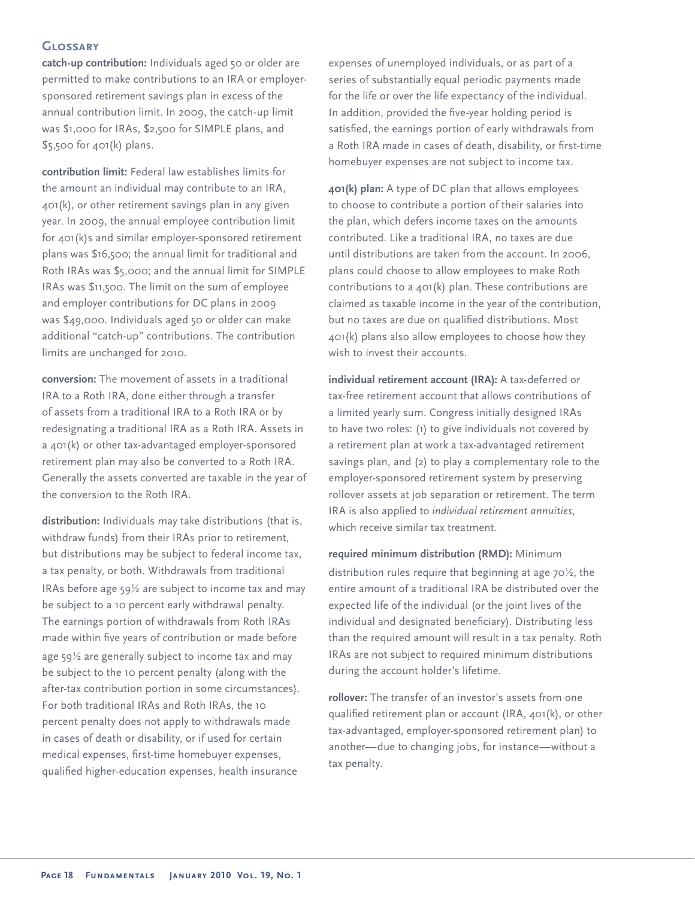## Glossary

**catch-up contribution:** Individuals aged 50 or older are permitted to make contributions to an IRA or employer-sponsored retirement savings plan in excess of the annual contribution limit. In 2009, the catch-up limit was $1,000 for IRAs, $2,500 for SIMPLE plans, and $5,500 for 401(k) plans.

**contribution limit:** Federal law establishes limits for the amount an individual may contribute to an IRA, 401(k), or other retirement savings plan in any given year. In 2009, the annual employee contribution limit for 401(k)s and similar employer-sponsored retirement plans was $16,500; the annual limit for traditional and Roth IRAs was $5,000; and the annual limit for SIMPLE IRAs was $11,500. The limit on the sum of employee and employer contributions for DC plans in 2009 was $49,000. Individuals aged 50 or older can make additional "catch-up" contributions. The contribution limits are unchanged for 2010.

**conversion:** The movement of assets in a traditional IRA to a Roth IRA, done either through a transfer of assets from a traditional IRA to a Roth IRA or by redesignating a traditional IRA as a Roth IRA. Assets in a 401(k) or other tax-advantaged employer-sponsored retirement plan may also be converted to a Roth IRA. Generally the assets converted are taxable in the year of the conversion to the Roth IRA.

**distribution:** Individuals may take distributions (that is, withdraw funds) from their IRAs prior to retirement, but distributions may be subject to federal income tax, a tax penalty, or both. Withdrawals from traditional IRAs before age 59½ are subject to income tax and may be subject to a 10 percent early withdrawal penalty. The earnings portion of withdrawals from Roth IRAs made within five years of contribution or made before age 59½ are generally subject to income tax and may be subject to the 10 percent penalty (along with the after-tax contribution portion in some circumstances). For both traditional IRAs and Roth IRAs, the 10 percent penalty does not apply to withdrawals made in cases of death or disability, or if used for certain medical expenses, first-time homebuyer expenses, qualified higher-education expenses, health insurance expenses of unemployed individuals, or as part of a series of substantially equal periodic payments made for the life or over the life expectancy of the individual. In addition, provided the five-year holding period is satisfied, the earnings portion of early withdrawals from a Roth IRA made in cases of death, disability, or first-time homebuyer expenses are not subject to income tax.

**401(k) plan:** A type of DC plan that allows employees to choose to contribute a portion of their salaries into the plan, which defers income taxes on the amounts contributed. Like a traditional IRA, no taxes are due until distributions are taken from the account. In 2006, plans could choose to allow employees to make Roth contributions to a 401(k) plan. These contributions are claimed as taxable income in the year of the contribution, but no taxes are due on qualified distributions. Most 401(k) plans also allow employees to choose how they wish to invest their accounts.

**individual retirement account (IRA):** A tax-deferred or tax-free retirement account that allows contributions of a limited yearly sum. Congress initially designed IRAs to have two roles: (1) to give individuals not covered by a retirement plan at work a tax-advantaged retirement savings plan, and (2) to play a complementary role to the employer-sponsored retirement system by preserving rollover assets at job separation or retirement. The term IRA is also applied to *individual retirement annuities*, which receive similar tax treatment.

**required minimum distribution (RMD):** Minimum distribution rules require that beginning at age 70½, the entire amount of a traditional IRA be distributed over the expected life of the individual (or the joint lives of the individual and designated beneficiary). Distributing less than the required amount will result in a tax penalty. Roth IRAs are not subject to required minimum distributions during the account holder's lifetime.

**rollover:** The transfer of an investor's assets from one qualified retirement plan or account (IRA, 401(k), or other tax-advantaged, employer-sponsored retirement plan) to another—due to changing jobs, for instance—without a tax penalty.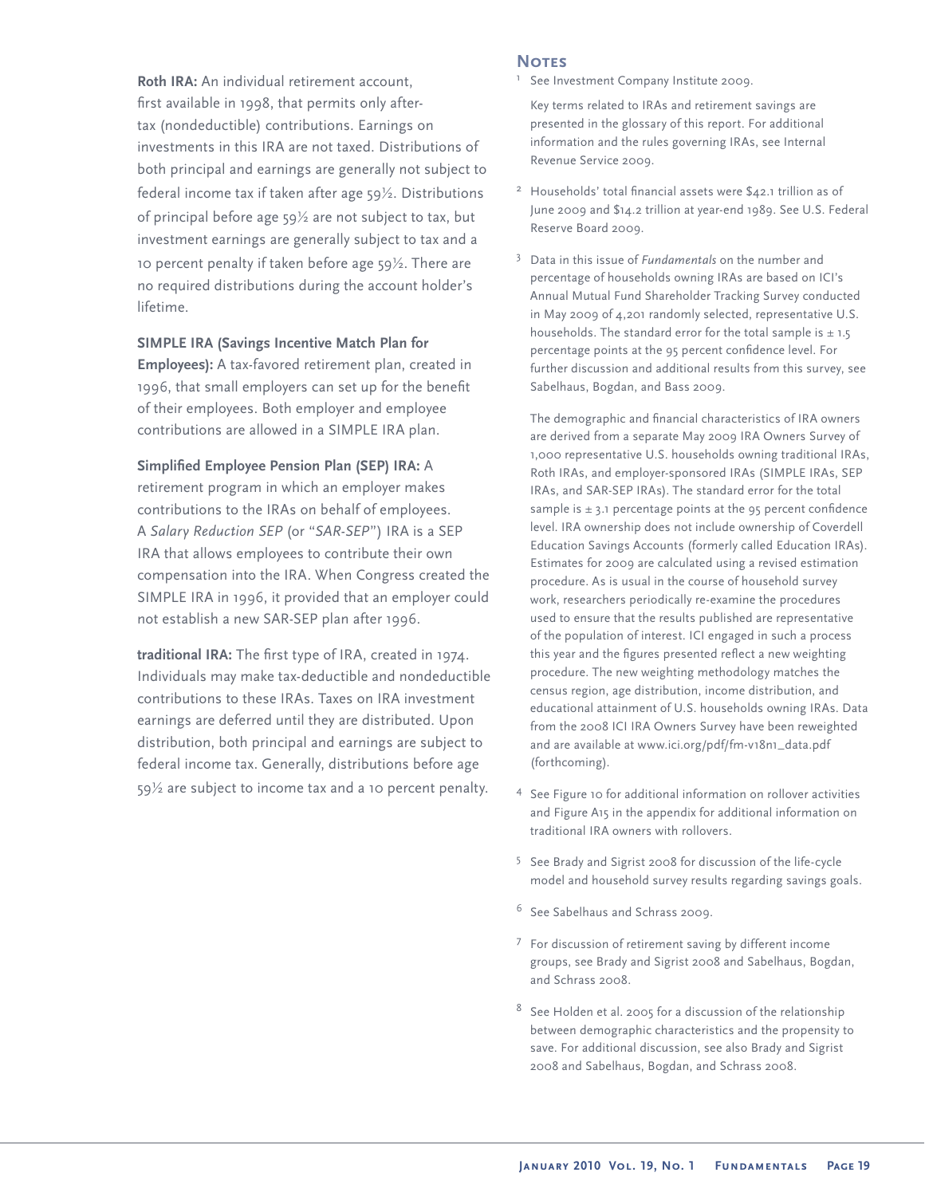**Roth IRA:** An individual retirement account, first available in 1998, that permits only after-tax (nondeductible) contributions. Earnings on investments in this IRA are not taxed. Distributions of both principal and earnings are generally not subject to federal income tax if taken after age 59½. Distributions of principal before age 59½ are not subject to tax, but investment earnings are generally subject to tax and a 10 percent penalty if taken before age 59½. There are no required distributions during the account holder's lifetime.

**SIMPLE IRA (Savings Incentive Match Plan for Employees):** A tax-favored retirement plan, created in 1996, that small employers can set up for the benefit of their employees. Both employer and employee contributions are allowed in a SIMPLE IRA plan.

**Simplified Employee Pension Plan (SEP) IRA:** A retirement program in which an employer makes contributions to the IRAs on behalf of employees. A *Salary Reduction SEP* (or "*SAR-SEP*") IRA is a SEP IRA that allows employees to contribute their own compensation into the IRA. When Congress created the SIMPLE IRA in 1996, it provided that an employer could not establish a new SAR-SEP plan after 1996.

**traditional IRA:** The first type of IRA, created in 1974. Individuals may make tax-deductible and nondeductible contributions to these IRAs. Taxes on IRA investment earnings are deferred until they are distributed. Upon distribution, both principal and earnings are subject to federal income tax. Generally, distributions before age 59½ are subject to income tax and a 10 percent penalty.

## Notes

[1] See Investment Company Institute 2009.

Key terms related to IRAs and retirement savings are presented in the glossary of this report. For additional information and the rules governing IRAs, see Internal Revenue Service 2009.

[2] Households' total financial assets were $42.1 trillion as of June 2009 and $14.2 trillion at year-end 1989. See U.S. Federal Reserve Board 2009.

[3] Data in this issue of *Fundamentals* on the number and percentage of households owning IRAs are based on ICI's Annual Mutual Fund Shareholder Tracking Survey conducted in May 2009 of 4,201 randomly selected, representative U.S. households. The standard error for the total sample is ± 1.5 percentage points at the 95 percent confidence level. For further discussion and additional results from this survey, see Sabelhaus, Bogdan, and Bass 2009.

The demographic and financial characteristics of IRA owners are derived from a separate May 2009 IRA Owners Survey of 1,000 representative U.S. households owning traditional IRAs, Roth IRAs, and employer-sponsored IRAs (SIMPLE IRAs, SEP IRAs, and SAR-SEP IRAs). The standard error for the total sample is ± 3.1 percentage points at the 95 percent confidence level. IRA ownership does not include ownership of Coverdell Education Savings Accounts (formerly called Education IRAs). Estimates for 2009 are calculated using a revised estimation procedure. As is usual in the course of household survey work, researchers periodically re-examine the procedures used to ensure that the results published are representative of the population of interest. ICI engaged in such a process this year and the figures presented reflect a new weighting procedure. The new weighting methodology matches the census region, age distribution, income distribution, and educational attainment of U.S. households owning IRAs. Data from the 2008 ICI IRA Owners Survey have been reweighted and are available at www.ici.org/pdf/fm-v18n1_data.pdf (forthcoming).

[4] See Figure 10 for additional information on rollover activities and Figure A15 in the appendix for additional information on traditional IRA owners with rollovers.

[5] See Brady and Sigrist 2008 for discussion of the life-cycle model and household survey results regarding savings goals.

[6] See Sabelhaus and Schrass 2009.

[7] For discussion of retirement saving by different income groups, see Brady and Sigrist 2008 and Sabelhaus, Bogdan, and Schrass 2008.

[8] See Holden et al. 2005 for a discussion of the relationship between demographic characteristics and the propensity to save. For additional discussion, see also Brady and Sigrist 2008 and Sabelhaus, Bogdan, and Schrass 2008.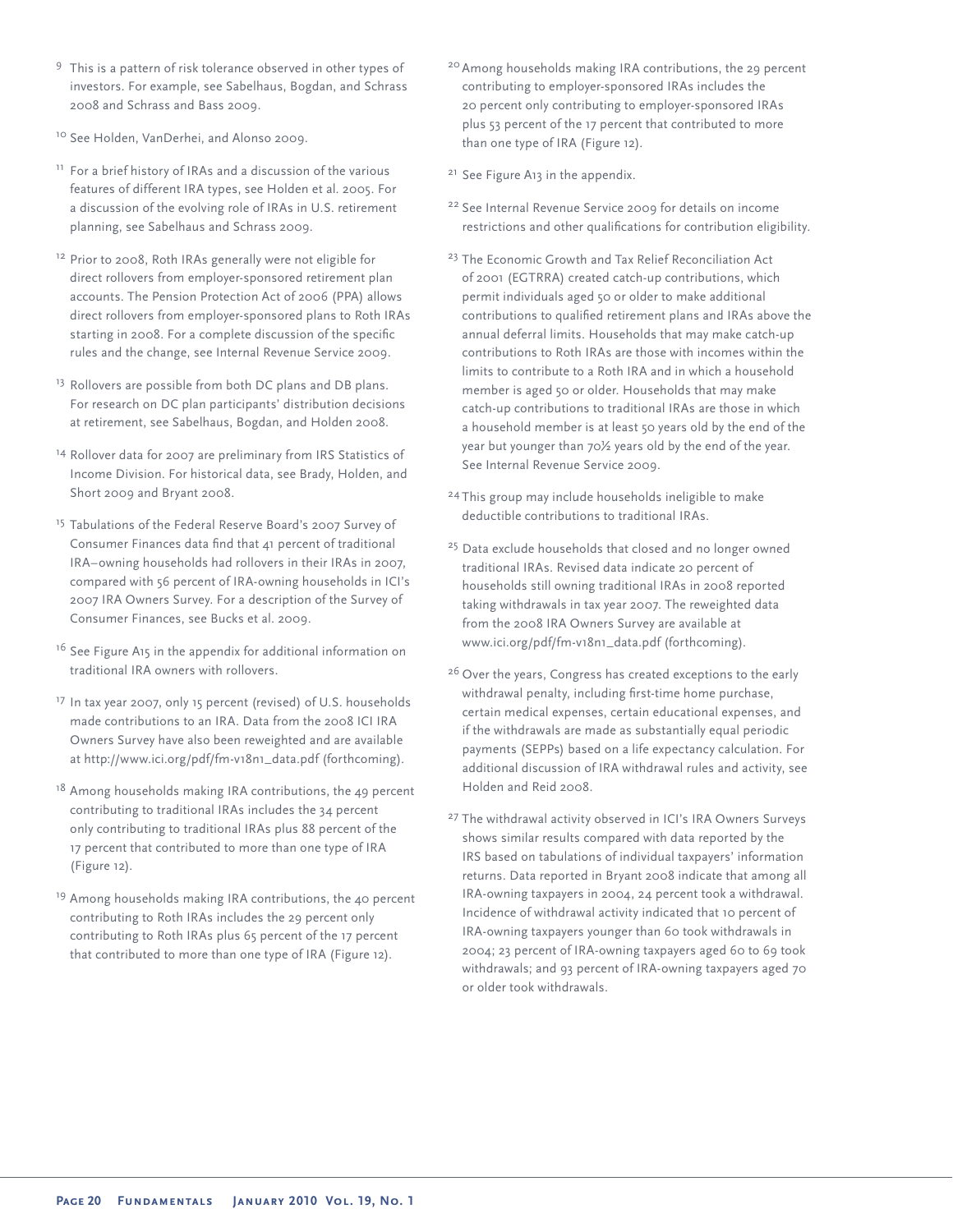[9] This is a pattern of risk tolerance observed in other types of investors. For example, see Sabelhaus, Bogdan, and Schrass 2008 and Schrass and Bass 2009.

[10] See Holden, VanDerhei, and Alonso 2009.

[11] For a brief history of IRAs and a discussion of the various features of different IRA types, see Holden et al. 2005. For a discussion of the evolving role of IRAs in U.S. retirement planning, see Sabelhaus and Schrass 2009.

[12] Prior to 2008, Roth IRAs generally were not eligible for direct rollovers from employer-sponsored retirement plan accounts. The Pension Protection Act of 2006 (PPA) allows direct rollovers from employer-sponsored plans to Roth IRAs starting in 2008. For a complete discussion of the specific rules and the change, see Internal Revenue Service 2009.

[13] Rollovers are possible from both DC plans and DB plans. For research on DC plan participants' distribution decisions at retirement, see Sabelhaus, Bogdan, and Holden 2008.

[14] Rollover data for 2007 are preliminary from IRS Statistics of Income Division. For historical data, see Brady, Holden, and Short 2009 and Bryant 2008.

[15] Tabulations of the Federal Reserve Board's 2007 Survey of Consumer Finances data find that 41 percent of traditional IRA–owning households had rollovers in their IRAs in 2007, compared with 56 percent of IRA-owning households in ICI's 2007 IRA Owners Survey. For a description of the Survey of Consumer Finances, see Bucks et al. 2009.

[16] See Figure A15 in the appendix for additional information on traditional IRA owners with rollovers.

[17] In tax year 2007, only 15 percent (revised) of U.S. households made contributions to an IRA. Data from the 2008 ICI IRA Owners Survey have also been reweighted and are available at http://www.ici.org/pdf/fm-v18n1_data.pdf (forthcoming).

[18] Among households making IRA contributions, the 49 percent contributing to traditional IRAs includes the 34 percent only contributing to traditional IRAs plus 88 percent of the 17 percent that contributed to more than one type of IRA (Figure 12).

[19] Among households making IRA contributions, the 40 percent contributing to Roth IRAs includes the 29 percent only contributing to Roth IRAs plus 65 percent of the 17 percent that contributed to more than one type of IRA (Figure 12).

[20] Among households making IRA contributions, the 29 percent contributing to employer-sponsored IRAs includes the 20 percent only contributing to employer-sponsored IRAs plus 53 percent of the 17 percent that contributed to more than one type of IRA (Figure 12).

[21] See Figure A13 in the appendix.

[22] See Internal Revenue Service 2009 for details on income restrictions and other qualifications for contribution eligibility.

[23] The Economic Growth and Tax Relief Reconciliation Act of 2001 (EGTRRA) created catch-up contributions, which permit individuals aged 50 or older to make additional contributions to qualified retirement plans and IRAs above the annual deferral limits. Households that may make catch-up contributions to Roth IRAs are those with incomes within the limits to contribute to a Roth IRA and in which a household member is aged 50 or older. Households that may make catch-up contributions to traditional IRAs are those in which a household member is at least 50 years old by the end of the year but younger than 70½ years old by the end of the year. See Internal Revenue Service 2009.

[24] This group may include households ineligible to make deductible contributions to traditional IRAs.

[25] Data exclude households that closed and no longer owned traditional IRAs. Revised data indicate 20 percent of households still owning traditional IRAs in 2008 reported taking withdrawals in tax year 2007. The reweighted data from the 2008 IRA Owners Survey are available at www.ici.org/pdf/fm-v18n1_data.pdf (forthcoming).

[26] Over the years, Congress has created exceptions to the early withdrawal penalty, including first-time home purchase, certain medical expenses, certain educational expenses, and if the withdrawals are made as substantially equal periodic payments (SEPPs) based on a life expectancy calculation. For additional discussion of IRA withdrawal rules and activity, see Holden and Reid 2008.

[27] The withdrawal activity observed in ICI's IRA Owners Surveys shows similar results compared with data reported by the IRS based on tabulations of individual taxpayers' information returns. Data reported in Bryant 2008 indicate that among all IRA-owning taxpayers in 2004, 24 percent took a withdrawal. Incidence of withdrawal activity indicated that 10 percent of IRA-owning taxpayers younger than 60 took withdrawals in 2004; 23 percent of IRA-owning taxpayers aged 60 to 69 took withdrawals; and 93 percent of IRA-owning taxpayers aged 70 or older took withdrawals.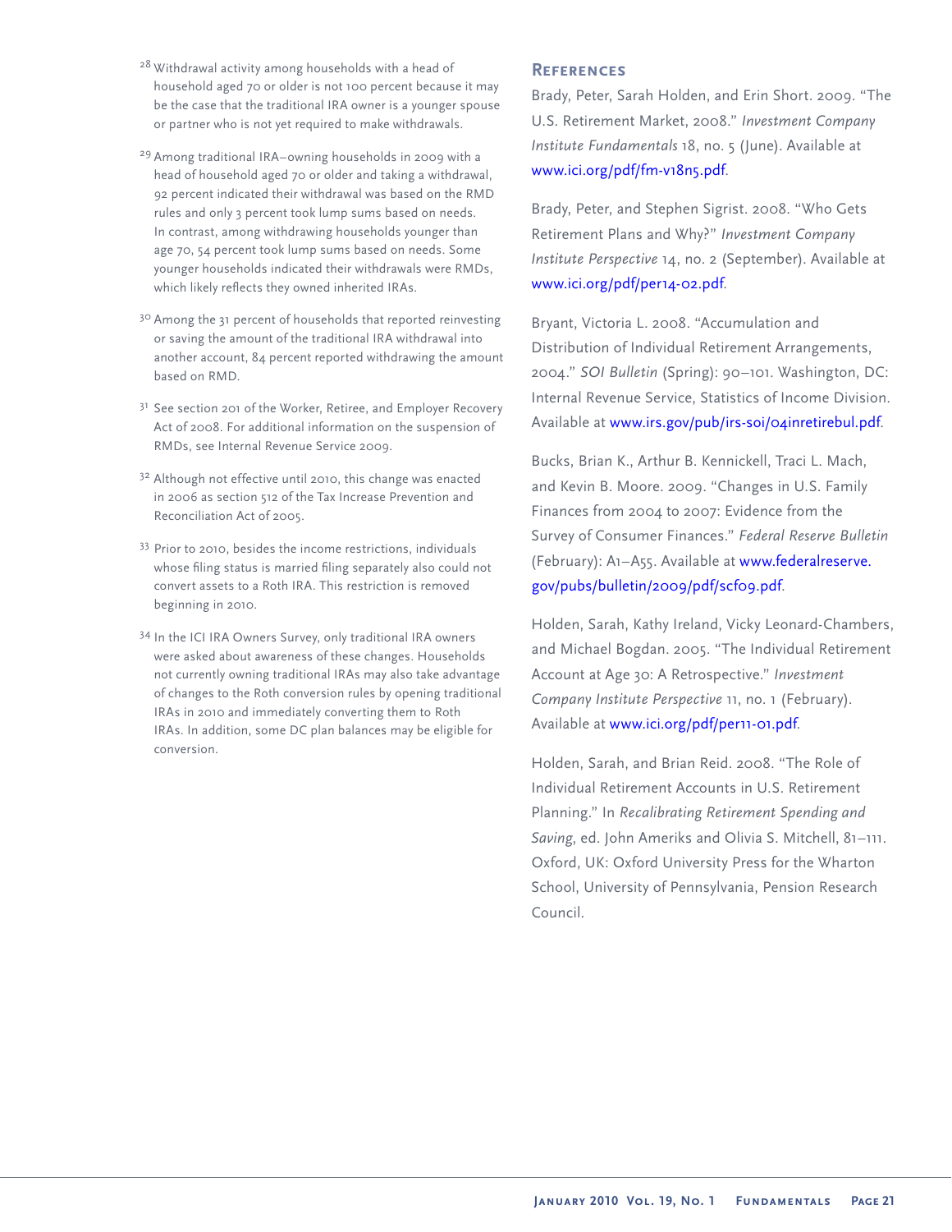[28] Withdrawal activity among households with a head of household aged 70 or older is not 100 percent because it may be the case that the traditional IRA owner is a younger spouse or partner who is not yet required to make withdrawals.

[29] Among traditional IRA–owning households in 2009 with a head of household aged 70 or older and taking a withdrawal, 92 percent indicated their withdrawal was based on the RMD rules and only 3 percent took lump sums based on needs. In contrast, among withdrawing households younger than age 70, 54 percent took lump sums based on needs. Some younger households indicated their withdrawals were RMDs, which likely reflects they owned inherited IRAs.

[30] Among the 31 percent of households that reported reinvesting or saving the amount of the traditional IRA withdrawal into another account, 84 percent reported withdrawing the amount based on RMD.

[31] See section 201 of the Worker, Retiree, and Employer Recovery Act of 2008. For additional information on the suspension of RMDs, see Internal Revenue Service 2009.

[32] Although not effective until 2010, this change was enacted in 2006 as section 512 of the Tax Increase Prevention and Reconciliation Act of 2005.

[33] Prior to 2010, besides the income restrictions, individuals whose filing status is married filing separately also could not convert assets to a Roth IRA. This restriction is removed beginning in 2010.

[34] In the ICI IRA Owners Survey, only traditional IRA owners were asked about awareness of these changes. Households not currently owning traditional IRAs may also take advantage of changes to the Roth conversion rules by opening traditional IRAs in 2010 and immediately converting them to Roth IRAs. In addition, some DC plan balances may be eligible for conversion.

## References

Brady, Peter, Sarah Holden, and Erin Short. 2009. "The U.S. Retirement Market, 2008." *Investment Company Institute Fundamentals* 18, no. 5 (June). Available at www.ici.org/pdf/fm-v18n5.pdf.

Brady, Peter, and Stephen Sigrist. 2008. "Who Gets Retirement Plans and Why?" *Investment Company Institute Perspective* 14, no. 2 (September). Available at www.ici.org/pdf/per14-02.pdf.

Bryant, Victoria L. 2008. "Accumulation and Distribution of Individual Retirement Arrangements, 2004." *SOI Bulletin* (Spring): 90–101. Washington, DC: Internal Revenue Service, Statistics of Income Division. Available at www.irs.gov/pub/irs-soi/04inretirebul.pdf.

Bucks, Brian K., Arthur B. Kennickell, Traci L. Mach, and Kevin B. Moore. 2009. "Changes in U.S. Family Finances from 2004 to 2007: Evidence from the Survey of Consumer Finances." *Federal Reserve Bulletin* (February): A1–A55. Available at www.federalreserve.gov/pubs/bulletin/2009/pdf/scf09.pdf.

Holden, Sarah, Kathy Ireland, Vicky Leonard-Chambers, and Michael Bogdan. 2005. "The Individual Retirement Account at Age 30: A Retrospective." *Investment Company Institute Perspective* 11, no. 1 (February). Available at www.ici.org/pdf/per11-01.pdf.

Holden, Sarah, and Brian Reid. 2008. "The Role of Individual Retirement Accounts in U.S. Retirement Planning." In *Recalibrating Retirement Spending and Saving*, ed. John Ameriks and Olivia S. Mitchell, 81–111. Oxford, UK: Oxford University Press for the Wharton School, University of Pennsylvania, Pension Research Council.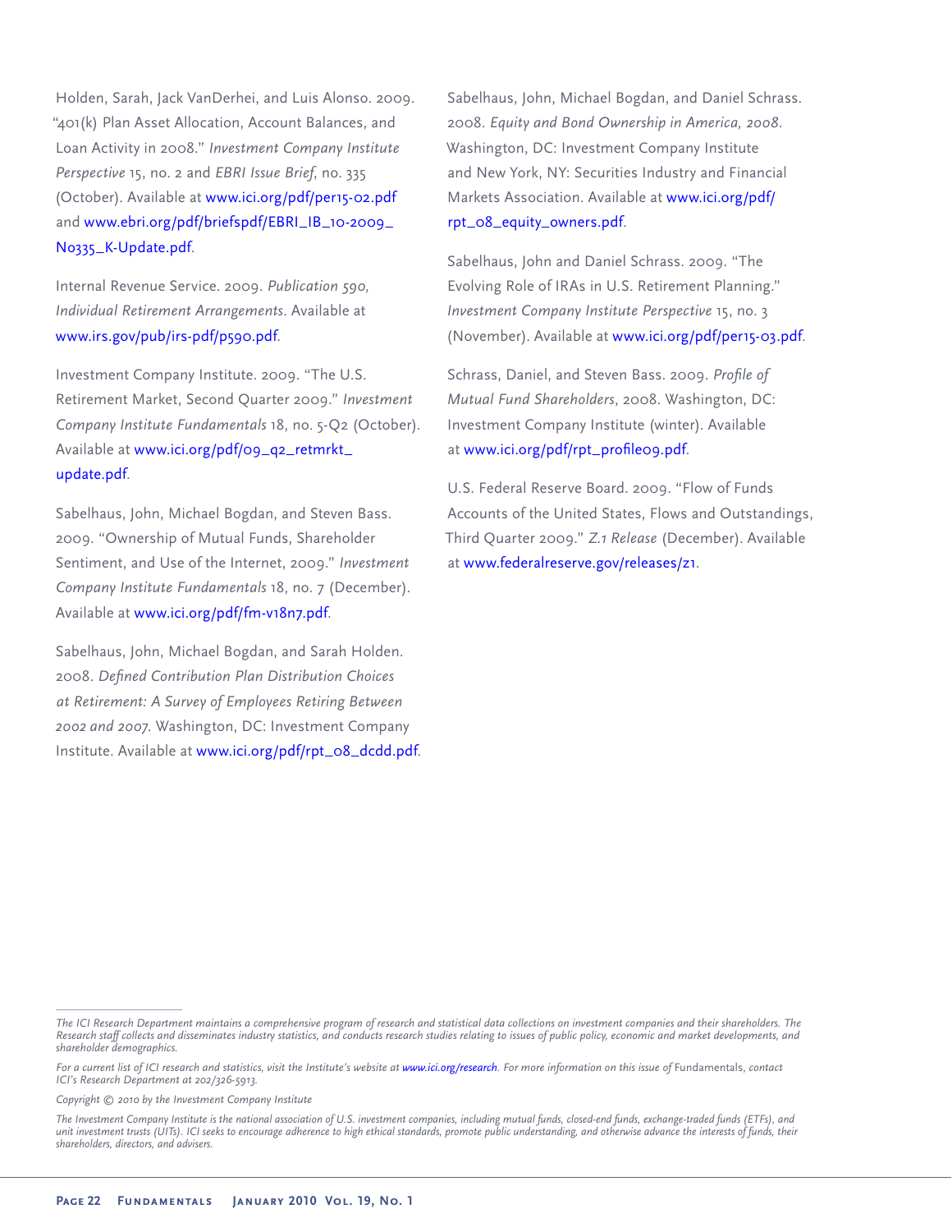Holden, Sarah, Jack VanDerhei, and Luis Alonso. 2009. "401(k) Plan Asset Allocation, Account Balances, and Loan Activity in 2008." *Investment Company Institute Perspective* 15, no. 2 and *EBRI Issue Brief*, no. 335 (October). Available at www.ici.org/pdf/per15-02.pdf and www.ebri.org/pdf/briefspdf/EBRI_IB_10-2009_No335_K-Update.pdf.

Internal Revenue Service. 2009. *Publication 590, Individual Retirement Arrangements*. Available at www.irs.gov/pub/irs-pdf/p590.pdf.

Investment Company Institute. 2009. "The U.S. Retirement Market, Second Quarter 2009." *Investment Company Institute Fundamentals* 18, no. 5-Q2 (October). Available at www.ici.org/pdf/09_q2_retmrkt_update.pdf.

Sabelhaus, John, Michael Bogdan, and Steven Bass. 2009. "Ownership of Mutual Funds, Shareholder Sentiment, and Use of the Internet, 2009." *Investment Company Institute Fundamentals* 18, no. 7 (December). Available at www.ici.org/pdf/fm-v18n7.pdf.

Sabelhaus, John, Michael Bogdan, and Sarah Holden. 2008. *Defined Contribution Plan Distribution Choices at Retirement: A Survey of Employees Retiring Between 2002 and 2007*. Washington, DC: Investment Company Institute. Available at www.ici.org/pdf/rpt_08_dcdd.pdf.

Sabelhaus, John, Michael Bogdan, and Daniel Schrass. 2008. *Equity and Bond Ownership in America, 2008*. Washington, DC: Investment Company Institute and New York, NY: Securities Industry and Financial Markets Association. Available at www.ici.org/pdf/rpt_08_equity_owners.pdf.

Sabelhaus, John and Daniel Schrass. 2009. "The Evolving Role of IRAs in U.S. Retirement Planning." *Investment Company Institute Perspective* 15, no. 3 (November). Available at www.ici.org/pdf/per15-03.pdf.

Schrass, Daniel, and Steven Bass. 2009. *Profile of Mutual Fund Shareholders*, 2008. Washington, DC: Investment Company Institute (winter). Available at www.ici.org/pdf/rpt_profile09.pdf.

U.S. Federal Reserve Board. 2009. "Flow of Funds Accounts of the United States, Flows and Outstandings, Third Quarter 2009." *Z.1 Release* (December). Available at www.federalreserve.gov/releases/z1.

---

*The ICI Research Department maintains a comprehensive program of research and statistical data collections on investment companies and their shareholders. The Research staff collects and disseminates industry statistics, and conducts research studies relating to issues of public policy, economic and market developments, and shareholder demographics.*

*For a current list of ICI research and statistics, visit the Institute's website at **www.ici.org/research**. For more information on this issue of* Fundamentals*, contact ICI's Research Department at 202/326-5913.*

*Copyright © 2010 by the Investment Company Institute*

*The Investment Company Institute is the national association of U.S. investment companies, including mutual funds, closed-end funds, exchange-traded funds (ETFs), and unit investment trusts (UITs). ICI seeks to encourage adherence to high ethical standards, promote public understanding, and otherwise advance the interests of funds, their shareholders, directors, and advisers.*